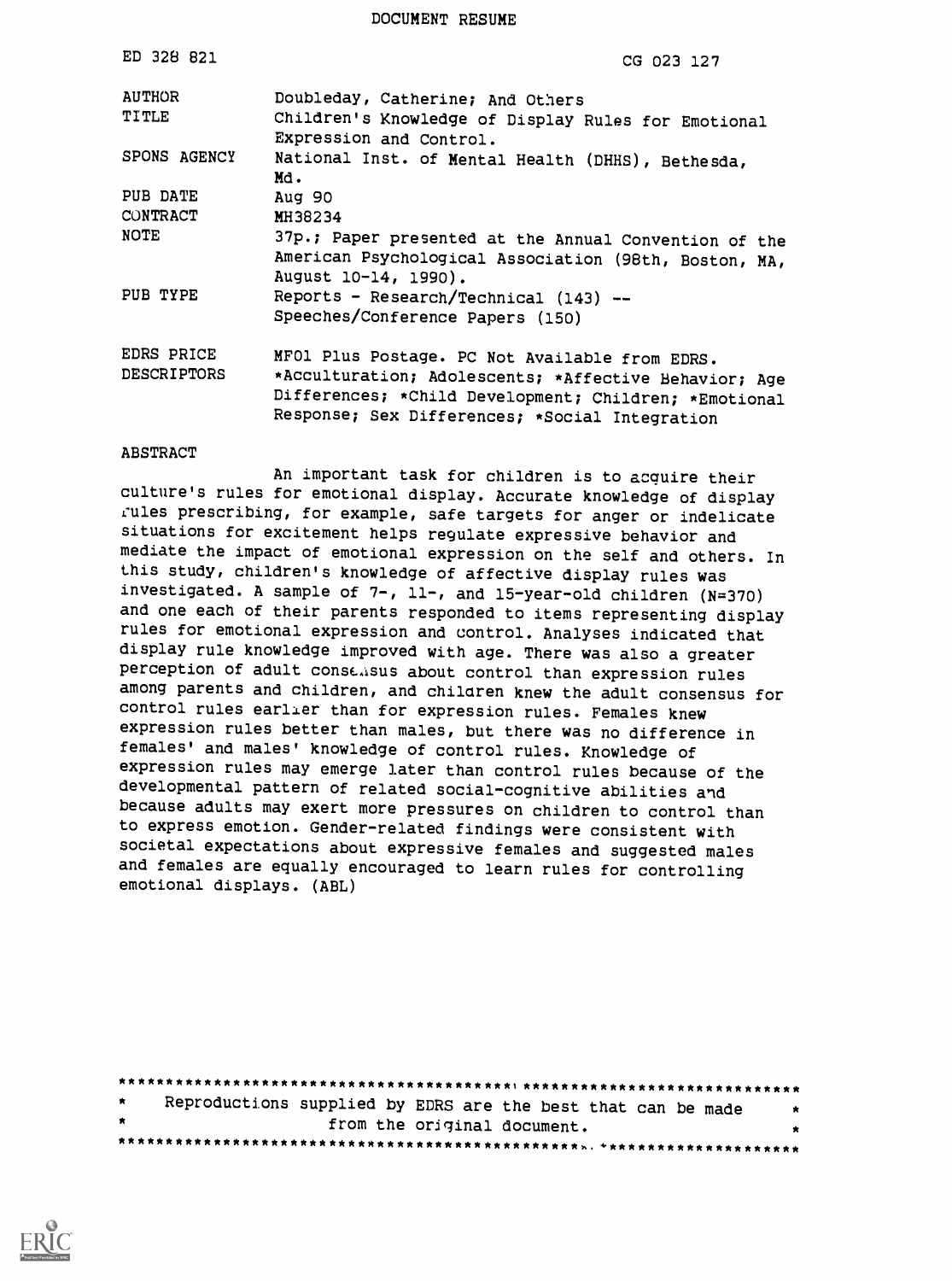DOCUMENT RESUME

| | |
|---|---|
| ED 328 821 | CG 023 127 |
| AUTHOR | Doubleday, Catherine; And Others |
| TITLE | Children's Knowledge of Display Rules for Emotional Expression and Control. |
| SPONS AGENCY | National Inst. of Mental Health (DHHS), Bethesda, Md. |
| PUB DATE | Aug 90 |
| CONTRACT | MH38234 |
| NOTE | 37p.; Paper presented at the Annual Convention of the American Psychological Association (98th, Boston, MA, August 10-14, 1990). |
| PUB TYPE | Reports - Research/Technical (143) -- Speeches/Conference Papers (150) |
| EDRS PRICE | MF01 Plus Postage. PC Not Available from EDRS. |
| DESCRIPTORS | *Acculturation; Adolescents; *Affective Behavior; Age Differences; *Child Development; Children; *Emotional Response; Sex Differences; *Social Integration |

ABSTRACT

An important task for children is to acquire their culture's rules for emotional display. Accurate knowledge of display rules prescribing, for example, safe targets for anger or indelicate situations for excitement helps regulate expressive behavior and mediate the impact of emotional expression on the self and others. In this study, children's knowledge of affective display rules was investigated. A sample of 7-, 11-, and 15-year-old children (N=370) and one each of their parents responded to items representing display rules for emotional expression and control. Analyses indicated that display rule knowledge improved with age. There was also a greater perception of adult consensus about control than expression rules among parents and children, and children knew the adult consensus for control rules earlier than for expression rules. Females knew expression rules better than males, but there was no difference in females' and males' knowledge of control rules. Knowledge of expression rules may emerge later than control rules because of the developmental pattern of related social-cognitive abilities and because adults may exert more pressures on children to control than to express emotion. Gender-related findings were consistent with societal expectations about expressive females and suggested males and females are equally encouraged to learn rules for controlling emotional displays. (ABL)

***********************************************************************
* Reproductions supplied by EDRS are the best that can be made *
* from the original document. *
***********************************************************************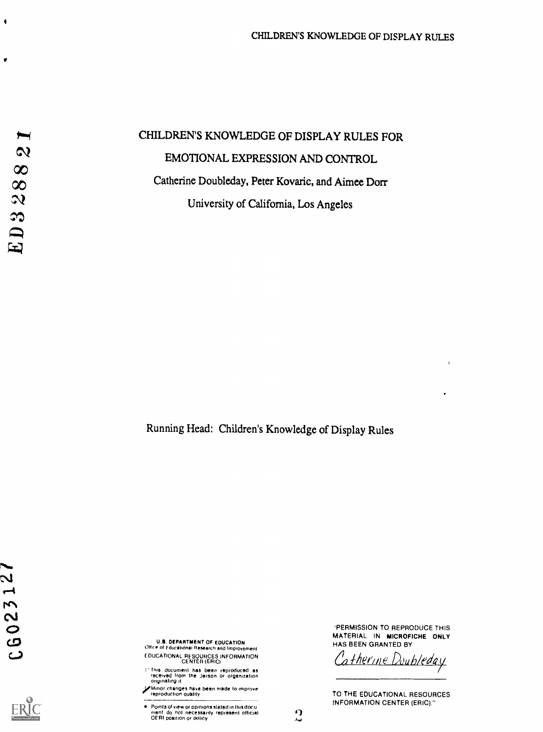# CHILDREN'S KNOWLEDGE OF DISPLAY RULES FOR EMOTIONAL EXPRESSION AND CONTROL

Catherine Doubleday, Peter Kovaric, and Aimee Dorr

University of California, Los Angeles

Running Head: Children's Knowledge of Display Rules

U.S. DEPARTMENT OF EDUCATION
Office of Educational Research and Improvement
EDUCATIONAL RESOURCES INFORMATION CENTER (ERIC)

This document has been reproduced as received from the person or organization originating it

Minor changes have been made to improve reproduction quality

Points of view or opinions stated in this document do not necessarily represent official OERI position or policy

"PERMISSION TO REPRODUCE THIS MATERIAL IN MICROFICHE ONLY HAS BEEN GRANTED BY

Catherine Doubleday

TO THE EDUCATIONAL RESOURCES INFORMATION CENTER (ERIC)."

ED328821

CG023127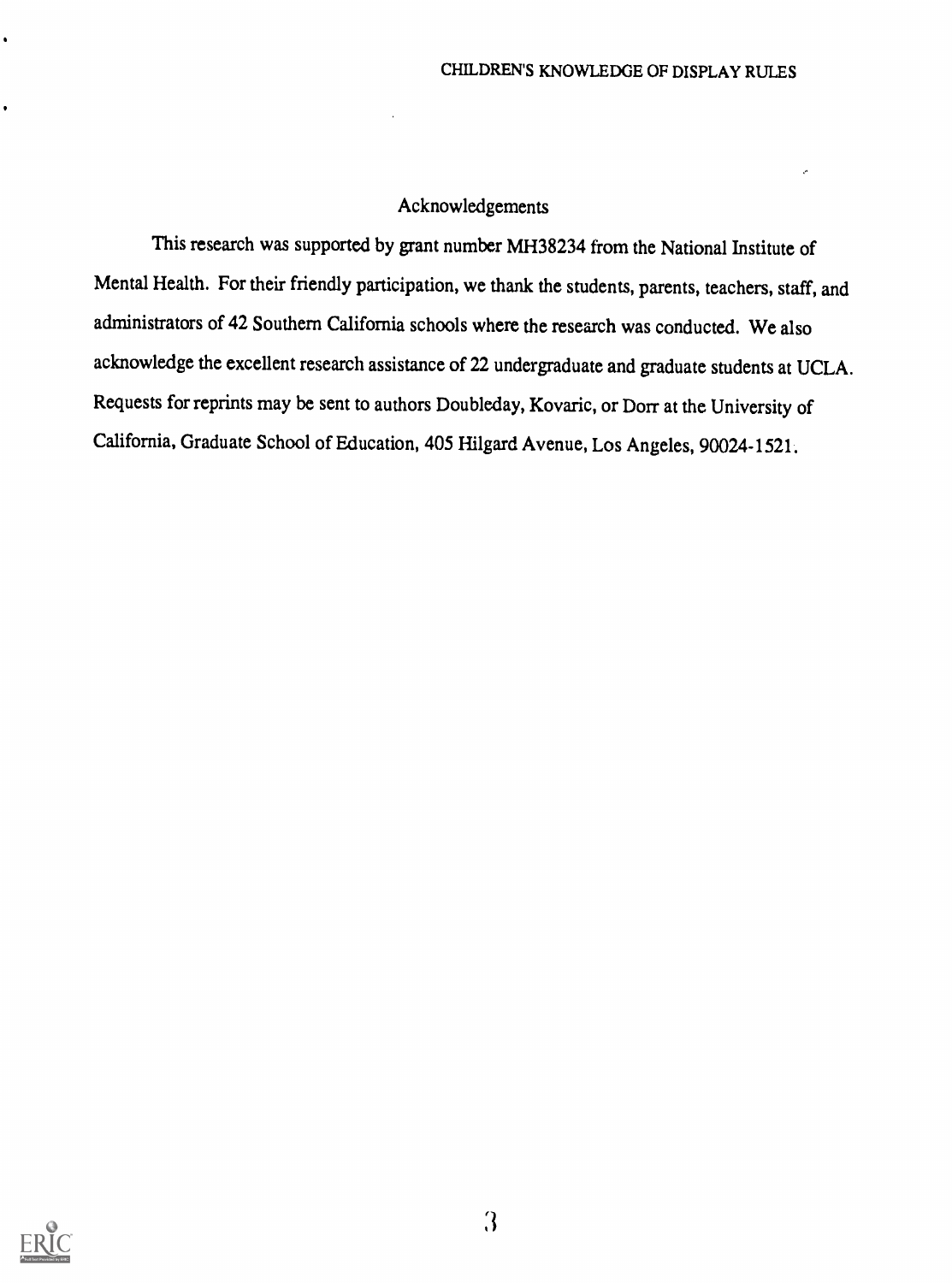## Acknowledgements

This research was supported by grant number MH38234 from the National Institute of Mental Health. For their friendly participation, we thank the students, parents, teachers, staff, and administrators of 42 Southern California schools where the research was conducted. We also acknowledge the excellent research assistance of 22 undergraduate and graduate students at UCLA. Requests for reprints may be sent to authors Doubleday, Kovaric, or Dorr at the University of California, Graduate School of Education, 405 Hilgard Avenue, Los Angeles, 90024-1521.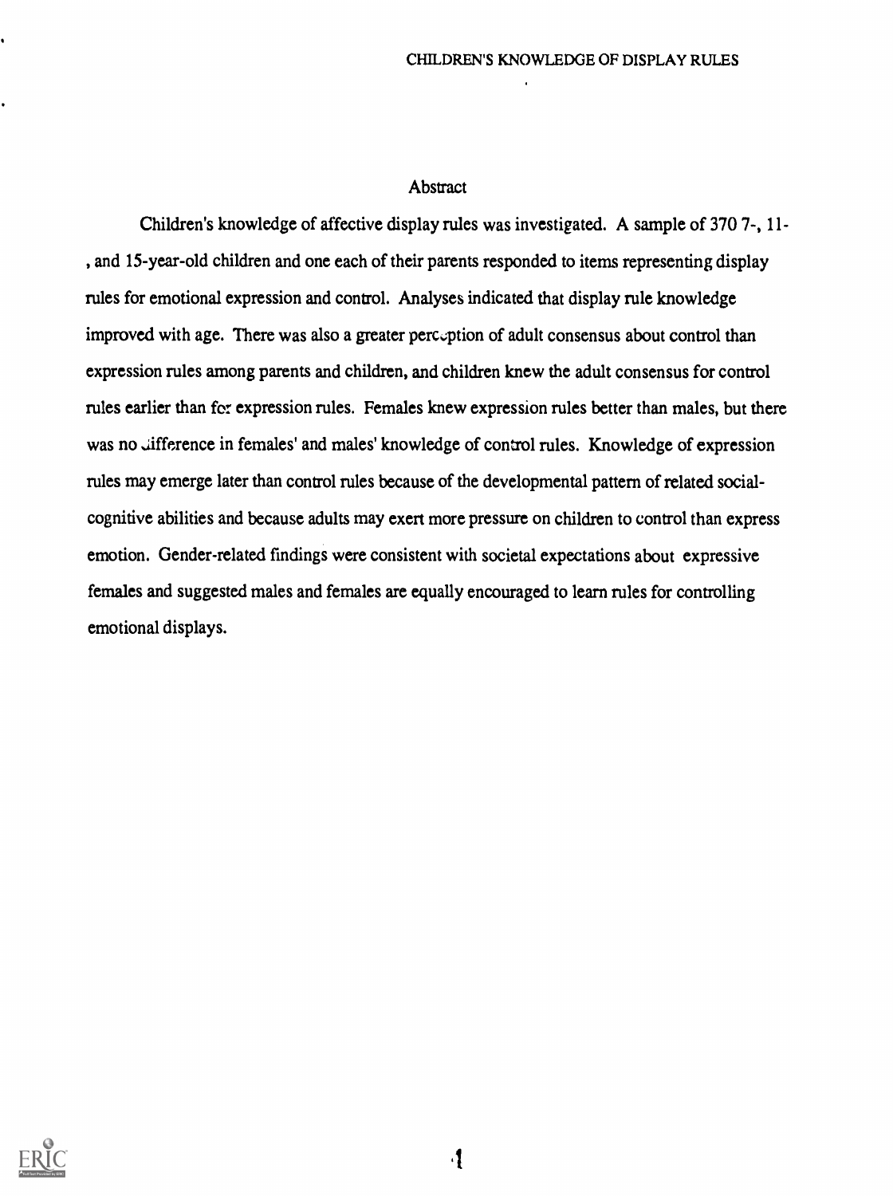## Abstract

Children's knowledge of affective display rules was investigated. A sample of 370 7-, 11-, and 15-year-old children and one each of their parents responded to items representing display rules for emotional expression and control. Analyses indicated that display rule knowledge improved with age. There was also a greater perception of adult consensus about control than expression rules among parents and children, and children knew the adult consensus for control rules earlier than for expression rules. Females knew expression rules better than males, but there was no difference in females' and males' knowledge of control rules. Knowledge of expression rules may emerge later than control rules because of the developmental pattern of related social-cognitive abilities and because adults may exert more pressure on children to control than express emotion. Gender-related findings were consistent with societal expectations about expressive females and suggested males and females are equally encouraged to learn rules for controlling emotional displays.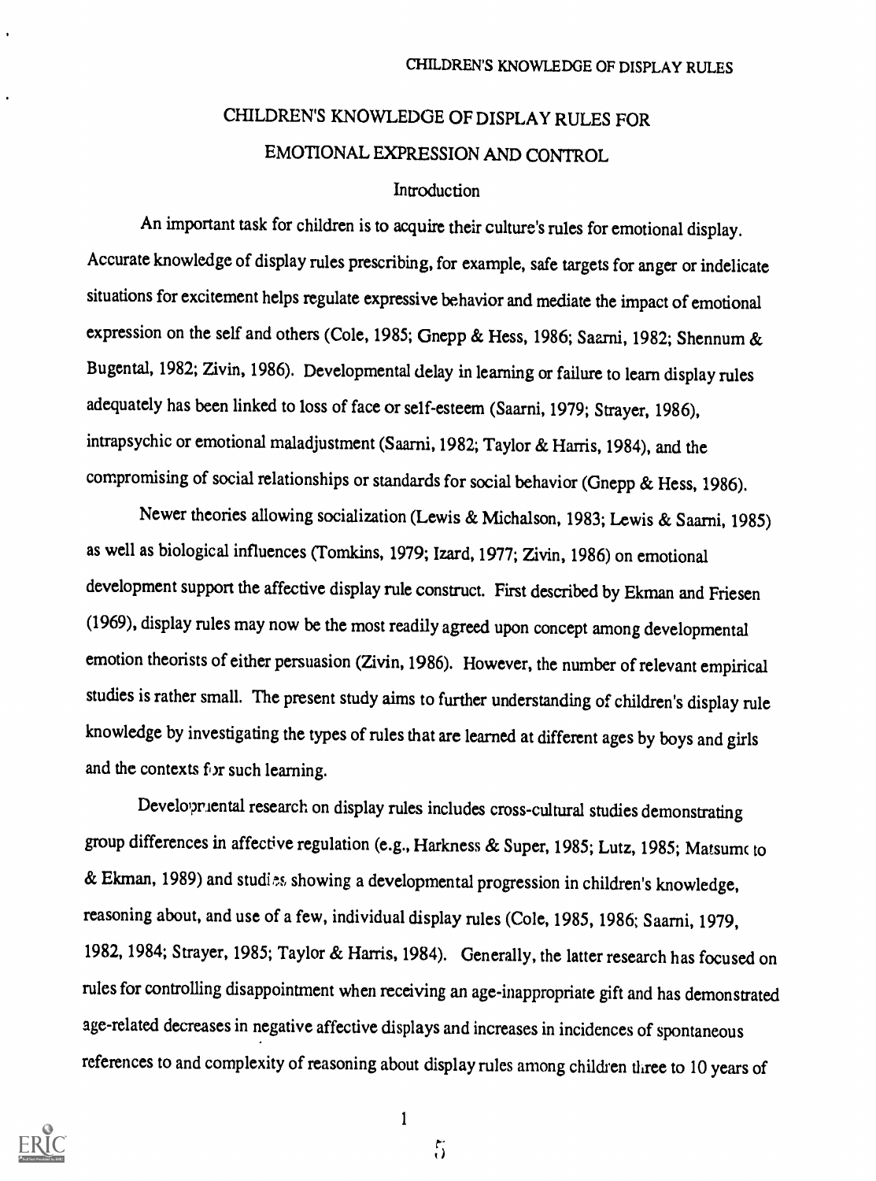# CHILDREN'S KNOWLEDGE OF DISPLAY RULES FOR EMOTIONAL EXPRESSION AND CONTROL

## Introduction

An important task for children is to acquire their culture's rules for emotional display. Accurate knowledge of display rules prescribing, for example, safe targets for anger or indelicate situations for excitement helps regulate expressive behavior and mediate the impact of emotional expression on the self and others (Cole, 1985; Gnepp & Hess, 1986; Saarni, 1982; Shennum & Bugental, 1982; Zivin, 1986). Developmental delay in learning or failure to learn display rules adequately has been linked to loss of face or self-esteem (Saarni, 1979; Strayer, 1986), intrapsychic or emotional maladjustment (Saarni, 1982; Taylor & Harris, 1984), and the compromising of social relationships or standards for social behavior (Gnepp & Hess, 1986).

Newer theories allowing socialization (Lewis & Michalson, 1983; Lewis & Saarni, 1985) as well as biological influences (Tomkins, 1979; Izard, 1977; Zivin, 1986) on emotional development support the affective display rule construct. First described by Ekman and Friesen (1969), display rules may now be the most readily agreed upon concept among developmental emotion theorists of either persuasion (Zivin, 1986). However, the number of relevant empirical studies is rather small. The present study aims to further understanding of children's display rule knowledge by investigating the types of rules that are learned at different ages by boys and girls and the contexts for such learning.

Developmental research on display rules includes cross-cultural studies demonstrating group differences in affective regulation (e.g., Harkness & Super, 1985; Lutz, 1985; Matsumoto & Ekman, 1989) and studies showing a developmental progression in children's knowledge, reasoning about, and use of a few, individual display rules (Cole, 1985, 1986; Saarni, 1979, 1982, 1984; Strayer, 1985; Taylor & Harris, 1984). Generally, the latter research has focused on rules for controlling disappointment when receiving an age-inappropriate gift and has demonstrated age-related decreases in negative affective displays and increases in incidences of spontaneous references to and complexity of reasoning about display rules among children three to 10 years of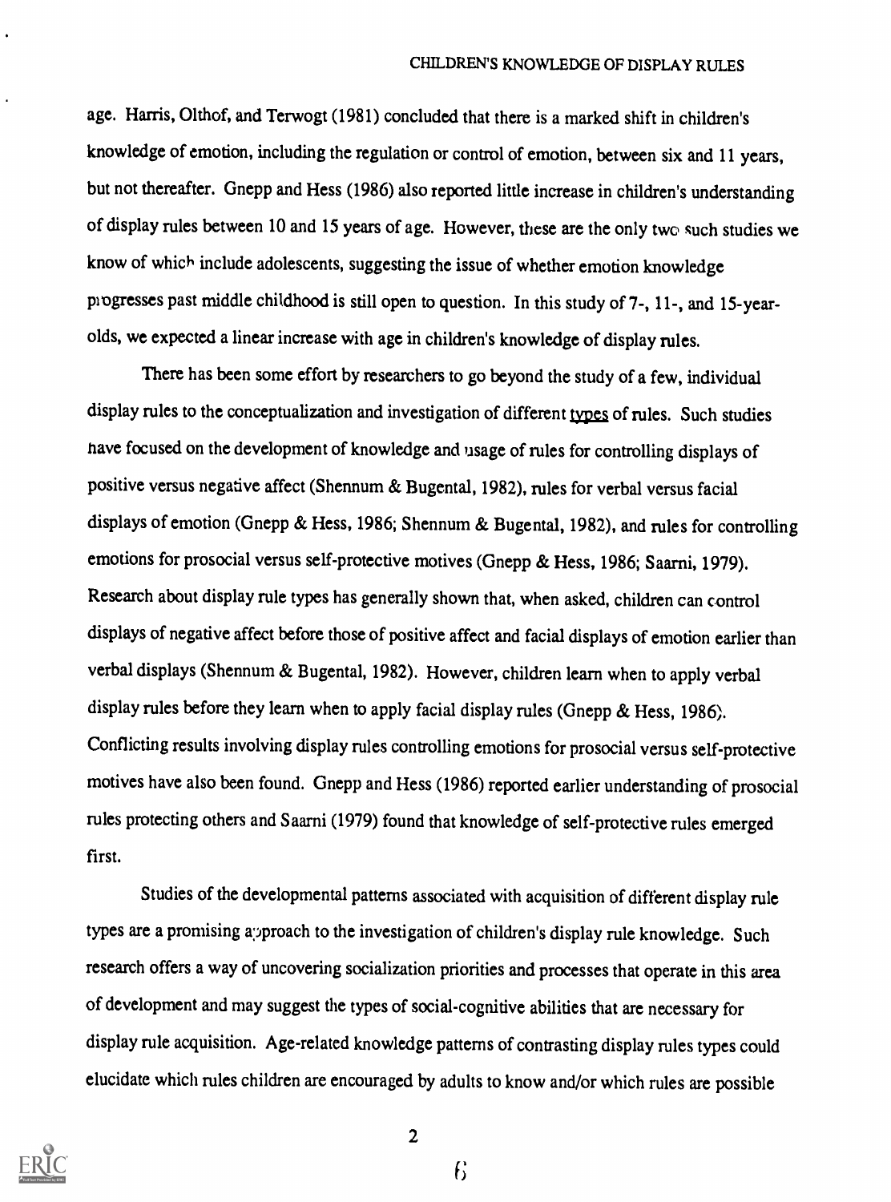age. Harris, Olthof, and Terwogt (1981) concluded that there is a marked shift in children's knowledge of emotion, including the regulation or control of emotion, between six and 11 years, but not thereafter. Gnepp and Hess (1986) also reported little increase in children's understanding of display rules between 10 and 15 years of age. However, these are the only two such studies we know of which include adolescents, suggesting the issue of whether emotion knowledge progresses past middle childhood is still open to question. In this study of 7-, 11-, and 15-year-olds, we expected a linear increase with age in children's knowledge of display rules.

There has been some effort by researchers to go beyond the study of a few, individual display rules to the conceptualization and investigation of different _types_ of rules. Such studies have focused on the development of knowledge and usage of rules for controlling displays of positive versus negative affect (Shennum & Bugental, 1982), rules for verbal versus facial displays of emotion (Gnepp & Hess, 1986; Shennum & Bugental, 1982), and rules for controlling emotions for prosocial versus self-protective motives (Gnepp & Hess, 1986; Saarni, 1979). Research about display rule types has generally shown that, when asked, children can control displays of negative affect before those of positive affect and facial displays of emotion earlier than verbal displays (Shennum & Bugental, 1982). However, children learn when to apply verbal display rules before they learn when to apply facial display rules (Gnepp & Hess, 1986). Conflicting results involving display rules controlling emotions for prosocial versus self-protective motives have also been found. Gnepp and Hess (1986) reported earlier understanding of prosocial rules protecting others and Saarni (1979) found that knowledge of self-protective rules emerged first.

Studies of the developmental patterns associated with acquisition of different display rule types are a promising approach to the investigation of children's display rule knowledge. Such research offers a way of uncovering socialization priorities and processes that operate in this area of development and may suggest the types of social-cognitive abilities that are necessary for display rule acquisition. Age-related knowledge patterns of contrasting display rules types could elucidate which rules children are encouraged by adults to know and/or which rules are possible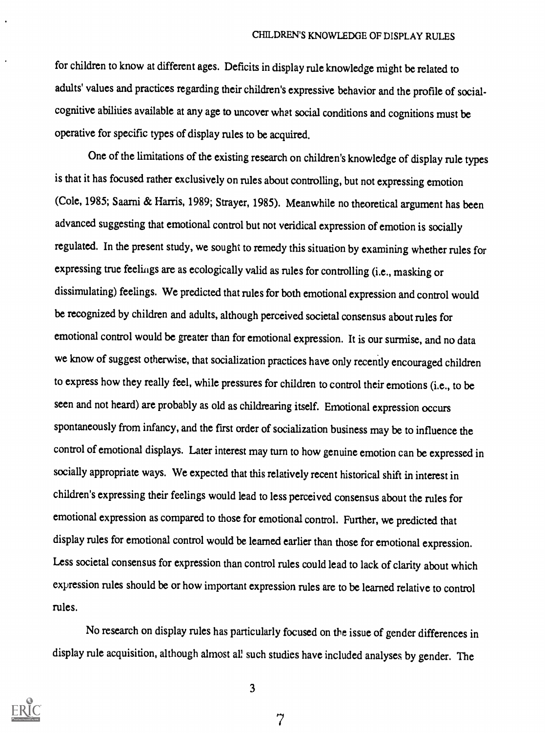for children to know at different ages. Deficits in display rule knowledge might be related to adults' values and practices regarding their children's expressive behavior and the profile of social-cognitive abilities available at any age to uncover what social conditions and cognitions must be operative for specific types of display rules to be acquired.

One of the limitations of the existing research on children's knowledge of display rule types is that it has focused rather exclusively on rules about controlling, but not expressing emotion (Cole, 1985; Saarni & Harris, 1989; Strayer, 1985). Meanwhile no theoretical argument has been advanced suggesting that emotional control but not veridical expression of emotion is socially regulated. In the present study, we sought to remedy this situation by examining whether rules for expressing true feelings are as ecologically valid as rules for controlling (i.e., masking or dissimulating) feelings. We predicted that rules for both emotional expression and control would be recognized by children and adults, although perceived societal consensus about rules for emotional control would be greater than for emotional expression. It is our surmise, and no data we know of suggest otherwise, that socialization practices have only recently encouraged children to express how they really feel, while pressures for children to control their emotions (i.e., to be seen and not heard) are probably as old as childrearing itself. Emotional expression occurs spontaneously from infancy, and the first order of socialization business may be to influence the control of emotional displays. Later interest may turn to how genuine emotion can be expressed in socially appropriate ways. We expected that this relatively recent historical shift in interest in children's expressing their feelings would lead to less perceived consensus about the rules for emotional expression as compared to those for emotional control. Further, we predicted that display rules for emotional control would be learned earlier than those for emotional expression. Less societal consensus for expression than control rules could lead to lack of clarity about which expression rules should be or how important expression rules are to be learned relative to control rules.

No research on display rules has particularly focused on the issue of gender differences in display rule acquisition, although almost all such studies have included analyses by gender. The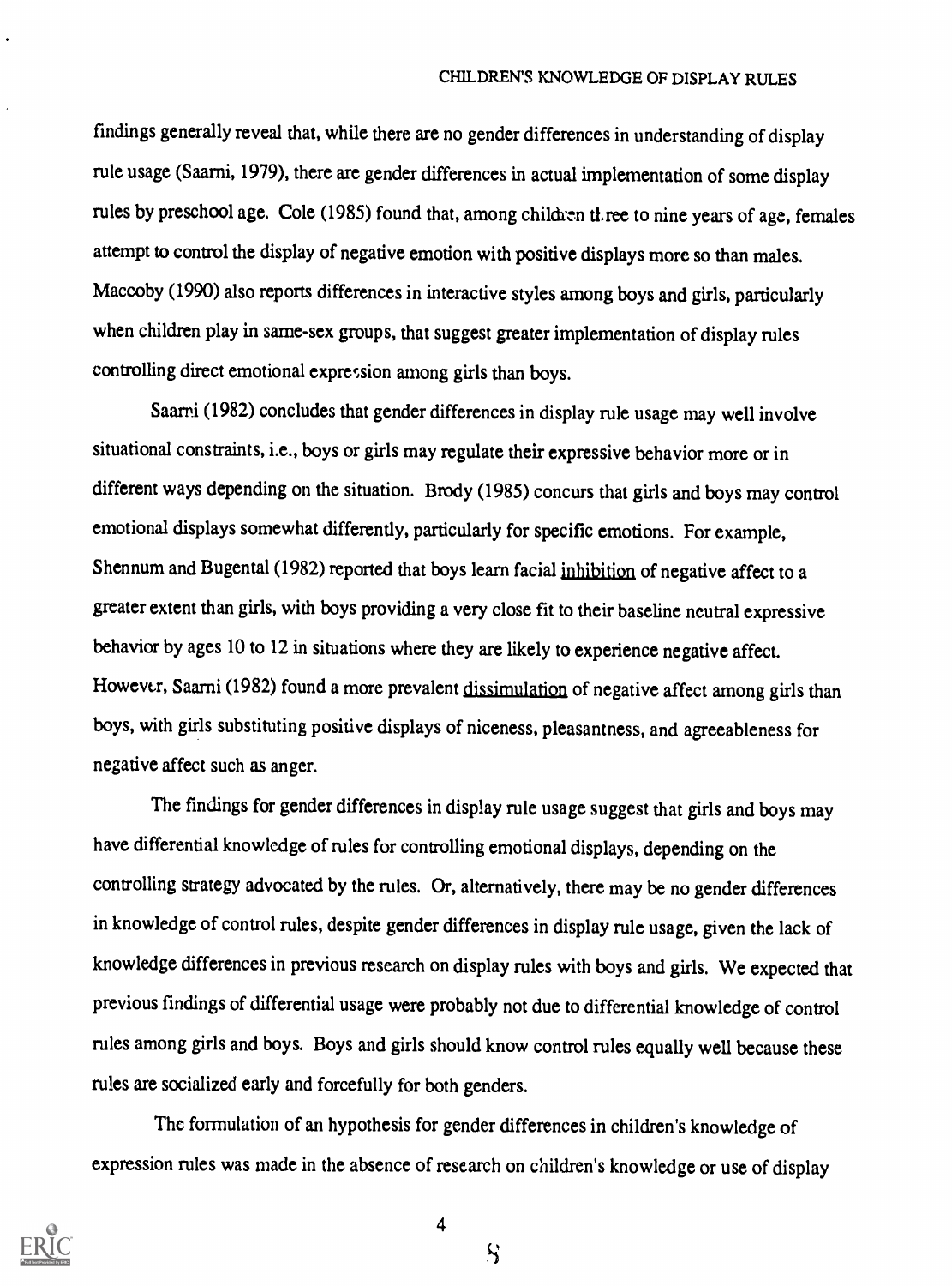findings generally reveal that, while there are no gender differences in understanding of display rule usage (Saarni, 1979), there are gender differences in actual implementation of some display rules by preschool age. Cole (1985) found that, among children three to nine years of age, females attempt to control the display of negative emotion with positive displays more so than males. Maccoby (1990) also reports differences in interactive styles among boys and girls, particularly when children play in same-sex groups, that suggest greater implementation of display rules controlling direct emotional expression among girls than boys.

Saarni (1982) concludes that gender differences in display rule usage may well involve situational constraints, i.e., boys or girls may regulate their expressive behavior more or in different ways depending on the situation. Brody (1985) concurs that girls and boys may control emotional displays somewhat differently, particularly for specific emotions. For example, Shennum and Bugental (1982) reported that boys learn facial inhibition of negative affect to a greater extent than girls, with boys providing a very close fit to their baseline neutral expressive behavior by ages 10 to 12 in situations where they are likely to experience negative affect. However, Saarni (1982) found a more prevalent dissimulation of negative affect among girls than boys, with girls substituting positive displays of niceness, pleasantness, and agreeableness for negative affect such as anger.

The findings for gender differences in display rule usage suggest that girls and boys may have differential knowledge of rules for controlling emotional displays, depending on the controlling strategy advocated by the rules. Or, alternatively, there may be no gender differences in knowledge of control rules, despite gender differences in display rule usage, given the lack of knowledge differences in previous research on display rules with boys and girls. We expected that previous findings of differential usage were probably not due to differential knowledge of control rules among girls and boys. Boys and girls should know control rules equally well because these rules are socialized early and forcefully for both genders.

The formulation of an hypothesis for gender differences in children's knowledge of expression rules was made in the absence of research on children's knowledge or use of display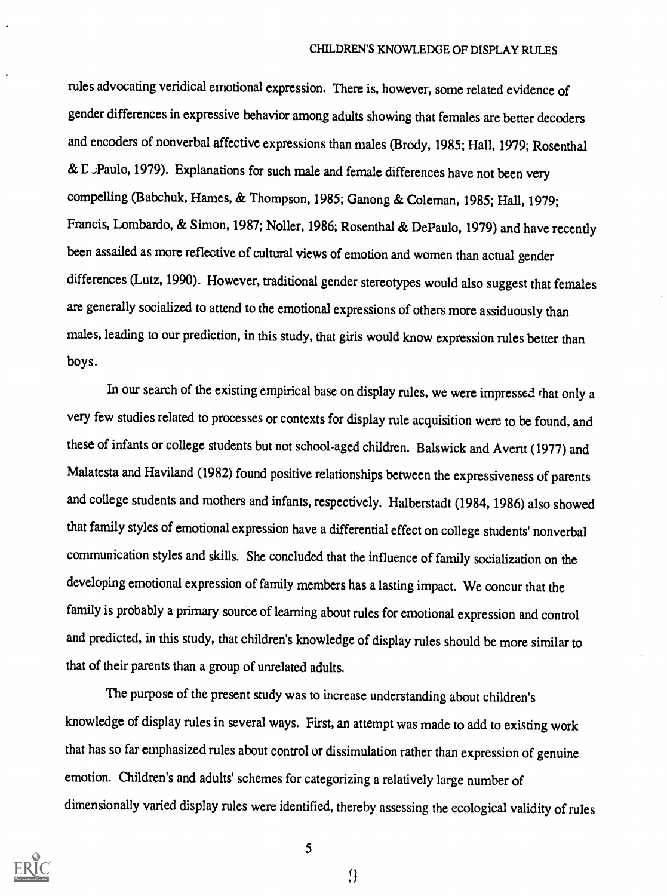rules advocating veridical emotional expression. There is, however, some related evidence of gender differences in expressive behavior among adults showing that females are better decoders and encoders of nonverbal affective expressions than males (Brody, 1985; Hall, 1979; Rosenthal & DePaulo, 1979). Explanations for such male and female differences have not been very compelling (Babchuk, Hames, & Thompson, 1985; Ganong & Coleman, 1985; Hall, 1979; Francis, Lombardo, & Simon, 1987; Noller, 1986; Rosenthal & DePaulo, 1979) and have recently been assailed as more reflective of cultural views of emotion and women than actual gender differences (Lutz, 1990). However, traditional gender stereotypes would also suggest that females are generally socialized to attend to the emotional expressions of others more assiduously than males, leading to our prediction, in this study, that girls would know expression rules better than boys.

In our search of the existing empirical base on display rules, we were impressed that only a very few studies related to processes or contexts for display rule acquisition were to be found, and these of infants or college students but not school-aged children. Balswick and Avertt (1977) and Malatesta and Haviland (1982) found positive relationships between the expressiveness of parents and college students and mothers and infants, respectively. Halberstadt (1984, 1986) also showed that family styles of emotional expression have a differential effect on college students' nonverbal communication styles and skills. She concluded that the influence of family socialization on the developing emotional expression of family members has a lasting impact. We concur that the family is probably a primary source of learning about rules for emotional expression and control and predicted, in this study, that children's knowledge of display rules should be more similar to that of their parents than a group of unrelated adults.

The purpose of the present study was to increase understanding about children's knowledge of display rules in several ways. First, an attempt was made to add to existing work that has so far emphasized rules about control or dissimulation rather than expression of genuine emotion. Children's and adults' schemes for categorizing a relatively large number of dimensionally varied display rules were identified, thereby assessing the ecological validity of rules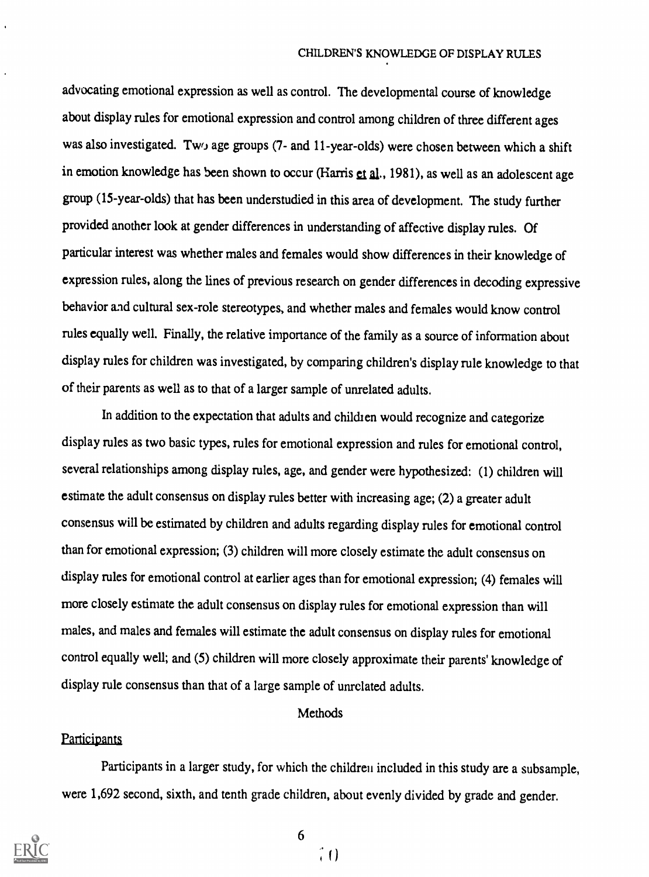advocating emotional expression as well as control. The developmental course of knowledge about display rules for emotional expression and control among children of three different ages was also investigated. Two age groups (7- and 11-year-olds) were chosen between which a shift in emotion knowledge has been shown to occur (Harris et al., 1981), as well as an adolescent age group (15-year-olds) that has been understudied in this area of development. The study further provided another look at gender differences in understanding of affective display rules. Of particular interest was whether males and females would show differences in their knowledge of expression rules, along the lines of previous research on gender differences in decoding expressive behavior and cultural sex-role stereotypes, and whether males and females would know control rules equally well. Finally, the relative importance of the family as a source of information about display rules for children was investigated, by comparing children's display rule knowledge to that of their parents as well as to that of a larger sample of unrelated adults.

In addition to the expectation that adults and children would recognize and categorize display rules as two basic types, rules for emotional expression and rules for emotional control, several relationships among display rules, age, and gender were hypothesized: (1) children will estimate the adult consensus on display rules better with increasing age; (2) a greater adult consensus will be estimated by children and adults regarding display rules for emotional control than for emotional expression; (3) children will more closely estimate the adult consensus on display rules for emotional control at earlier ages than for emotional expression; (4) females will more closely estimate the adult consensus on display rules for emotional expression than will males, and males and females will estimate the adult consensus on display rules for emotional control equally well; and (5) children will more closely approximate their parents' knowledge of display rule consensus than that of a large sample of unrelated adults.

## Methods

### Participants

Participants in a larger study, for which the children included in this study are a subsample, were 1,692 second, sixth, and tenth grade children, about evenly divided by grade and gender.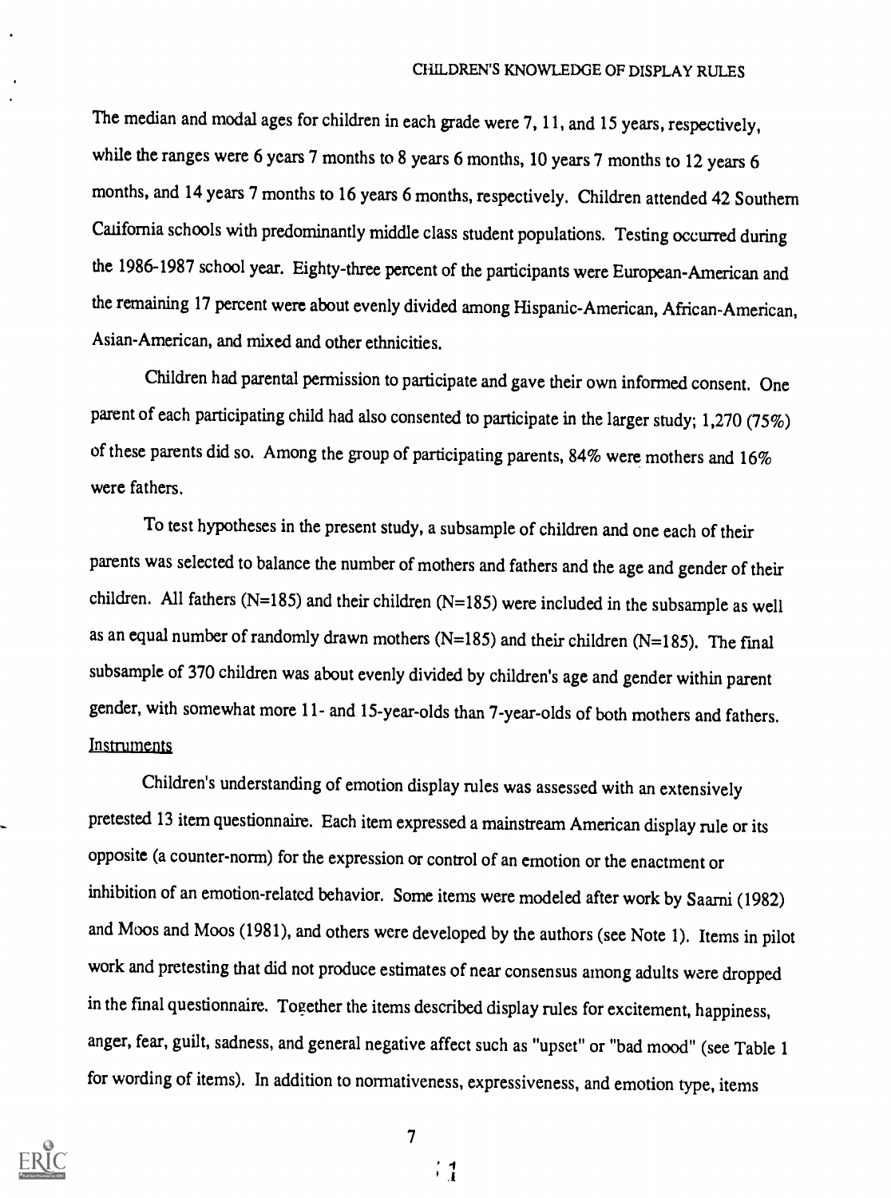The median and modal ages for children in each grade were 7, 11, and 15 years, respectively, while the ranges were 6 years 7 months to 8 years 6 months, 10 years 7 months to 12 years 6 months, and 14 years 7 months to 16 years 6 months, respectively. Children attended 42 Southern California schools with predominantly middle class student populations. Testing occurred during the 1986-1987 school year. Eighty-three percent of the participants were European-American and the remaining 17 percent were about evenly divided among Hispanic-American, African-American, Asian-American, and mixed and other ethnicities.

Children had parental permission to participate and gave their own informed consent. One parent of each participating child had also consented to participate in the larger study; 1,270 (75%) of these parents did so. Among the group of participating parents, 84% were mothers and 16% were fathers.

To test hypotheses in the present study, a subsample of children and one each of their parents was selected to balance the number of mothers and fathers and the age and gender of their children. All fathers (N=185) and their children (N=185) were included in the subsample as well as an equal number of randomly drawn mothers (N=185) and their children (N=185). The final subsample of 370 children was about evenly divided by children's age and gender within parent gender, with somewhat more 11- and 15-year-olds than 7-year-olds of both mothers and fathers.

## Instruments

Children's understanding of emotion display rules was assessed with an extensively pretested 13 item questionnaire. Each item expressed a mainstream American display rule or its opposite (a counter-norm) for the expression or control of an emotion or the enactment or inhibition of an emotion-related behavior. Some items were modeled after work by Saarni (1982) and Moos and Moos (1981), and others were developed by the authors (see Note 1). Items in pilot work and pretesting that did not produce estimates of near consensus among adults were dropped in the final questionnaire. Together the items described display rules for excitement, happiness, anger, fear, guilt, sadness, and general negative affect such as "upset" or "bad mood" (see Table 1 for wording of items). In addition to normativeness, expressiveness, and emotion type, items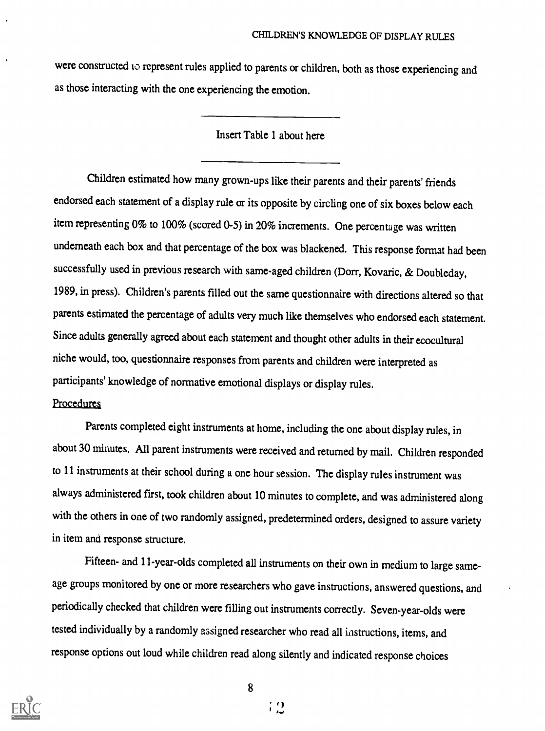were constructed to represent rules applied to parents or children, both as those experiencing and as those interacting with the one experiencing the emotion.

---

Insert Table 1 about here

---

Children estimated how many grown-ups like their parents and their parents' friends endorsed each statement of a display rule or its opposite by circling one of six boxes below each item representing 0% to 100% (scored 0-5) in 20% increments. One percentage was written underneath each box and that percentage of the box was blackened. This response format had been successfully used in previous research with same-aged children (Dorr, Kovaric, & Doubleday, 1989, in press). Children's parents filled out the same questionnaire with directions altered so that parents estimated the percentage of adults very much like themselves who endorsed each statement. Since adults generally agreed about each statement and thought other adults in their ecocultural niche would, too, questionnaire responses from parents and children were interpreted as participants' knowledge of normative emotional displays or display rules.

Procedures

Parents completed eight instruments at home, including the one about display rules, in about 30 minutes. All parent instruments were received and returned by mail. Children responded to 11 instruments at their school during a one hour session. The display rules instrument was always administered first, took children about 10 minutes to complete, and was administered along with the others in one of two randomly assigned, predetermined orders, designed to assure variety in item and response structure.

Fifteen- and 11-year-olds completed all instruments on their own in medium to large same-age groups monitored by one or more researchers who gave instructions, answered questions, and periodically checked that children were filling out instruments correctly. Seven-year-olds were tested individually by a randomly assigned researcher who read all instructions, items, and response options out loud while children read along silently and indicated response choices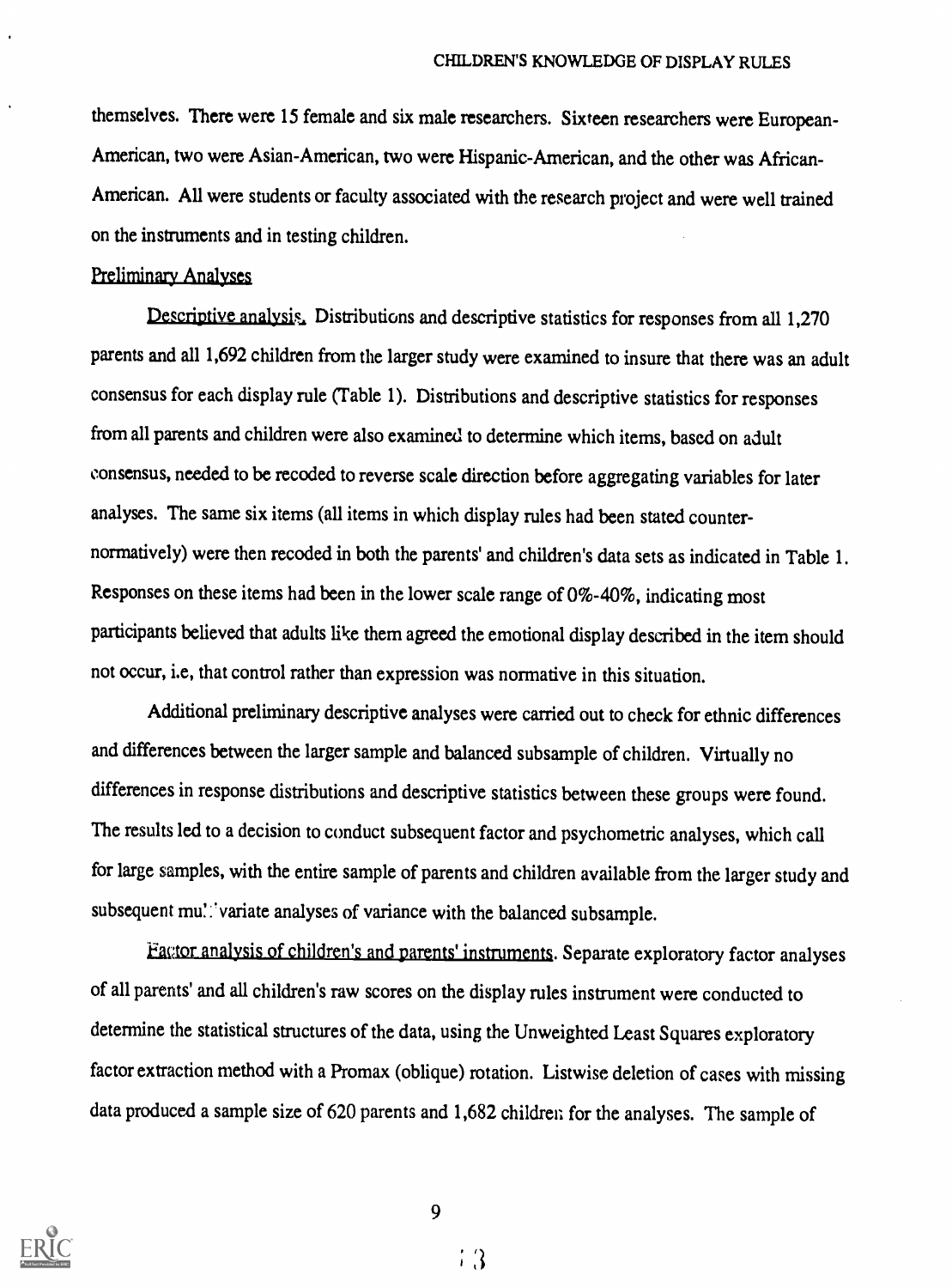themselves. There were 15 female and six male researchers. Sixteen researchers were European-American, two were Asian-American, two were Hispanic-American, and the other was African-American. All were students or faculty associated with the research project and were well trained on the instruments and in testing children.

## Preliminary Analyses

Descriptive analysis. Distributions and descriptive statistics for responses from all 1,270 parents and all 1,692 children from the larger study were examined to insure that there was an adult consensus for each display rule (Table 1). Distributions and descriptive statistics for responses from all parents and children were also examined to determine which items, based on adult consensus, needed to be recoded to reverse scale direction before aggregating variables for later analyses. The same six items (all items in which display rules had been stated counter-normatively) were then recoded in both the parents' and children's data sets as indicated in Table 1. Responses on these items had been in the lower scale range of 0%-40%, indicating most participants believed that adults like them agreed the emotional display described in the item should not occur, i.e, that control rather than expression was normative in this situation.

Additional preliminary descriptive analyses were carried out to check for ethnic differences and differences between the larger sample and balanced subsample of children. Virtually no differences in response distributions and descriptive statistics between these groups were found. The results led to a decision to conduct subsequent factor and psychometric analyses, which call for large samples, with the entire sample of parents and children available from the larger study and subsequent multivariate analyses of variance with the balanced subsample.

Factor analysis of children's and parents' instruments. Separate exploratory factor analyses of all parents' and all children's raw scores on the display rules instrument were conducted to determine the statistical structures of the data, using the Unweighted Least Squares exploratory factor extraction method with a Promax (oblique) rotation. Listwise deletion of cases with missing data produced a sample size of 620 parents and 1,682 children for the analyses. The sample of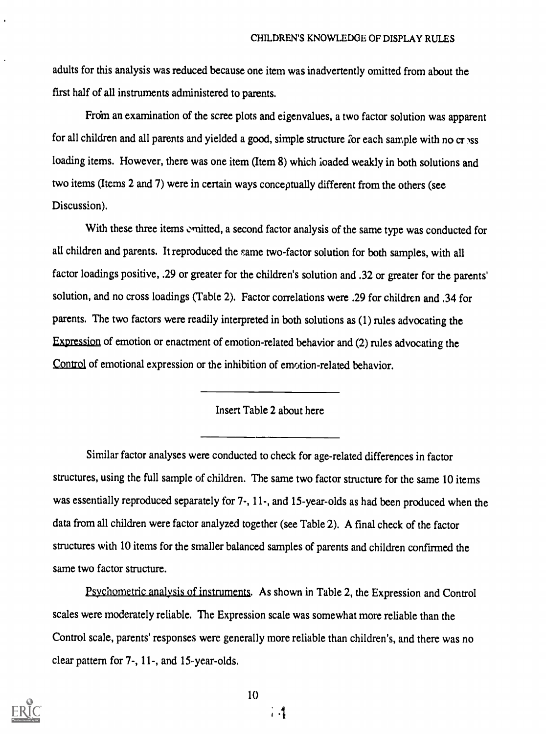adults for this analysis was reduced because one item was inadvertently omitted from about the first half of all instruments administered to parents.

From an examination of the scree plots and eigenvalues, a two factor solution was apparent for all children and all parents and yielded a good, simple structure for each sample with no cross loading items. However, there was one item (Item 8) which loaded weakly in both solutions and two items (Items 2 and 7) were in certain ways conceptually different from the others (see Discussion).

With these three items omitted, a second factor analysis of the same type was conducted for all children and parents. It reproduced the same two-factor solution for both samples, with all factor loadings positive, .29 or greater for the children's solution and .32 or greater for the parents' solution, and no cross loadings (Table 2). Factor correlations were .29 for children and .34 for parents. The two factors were readily interpreted in both solutions as (1) rules advocating the Expression of emotion or enactment of emotion-related behavior and (2) rules advocating the Control of emotional expression or the inhibition of emotion-related behavior.

Insert Table 2 about here

Similar factor analyses were conducted to check for age-related differences in factor structures, using the full sample of children. The same two factor structure for the same 10 items was essentially reproduced separately for 7-, 11-, and 15-year-olds as had been produced when the data from all children were factor analyzed together (see Table 2). A final check of the factor structures with 10 items for the smaller balanced samples of parents and children confirmed the same two factor structure.

Psychometric analysis of instruments. As shown in Table 2, the Expression and Control scales were moderately reliable. The Expression scale was somewhat more reliable than the Control scale, parents' responses were generally more reliable than children's, and there was no clear pattern for 7-, 11-, and 15-year-olds.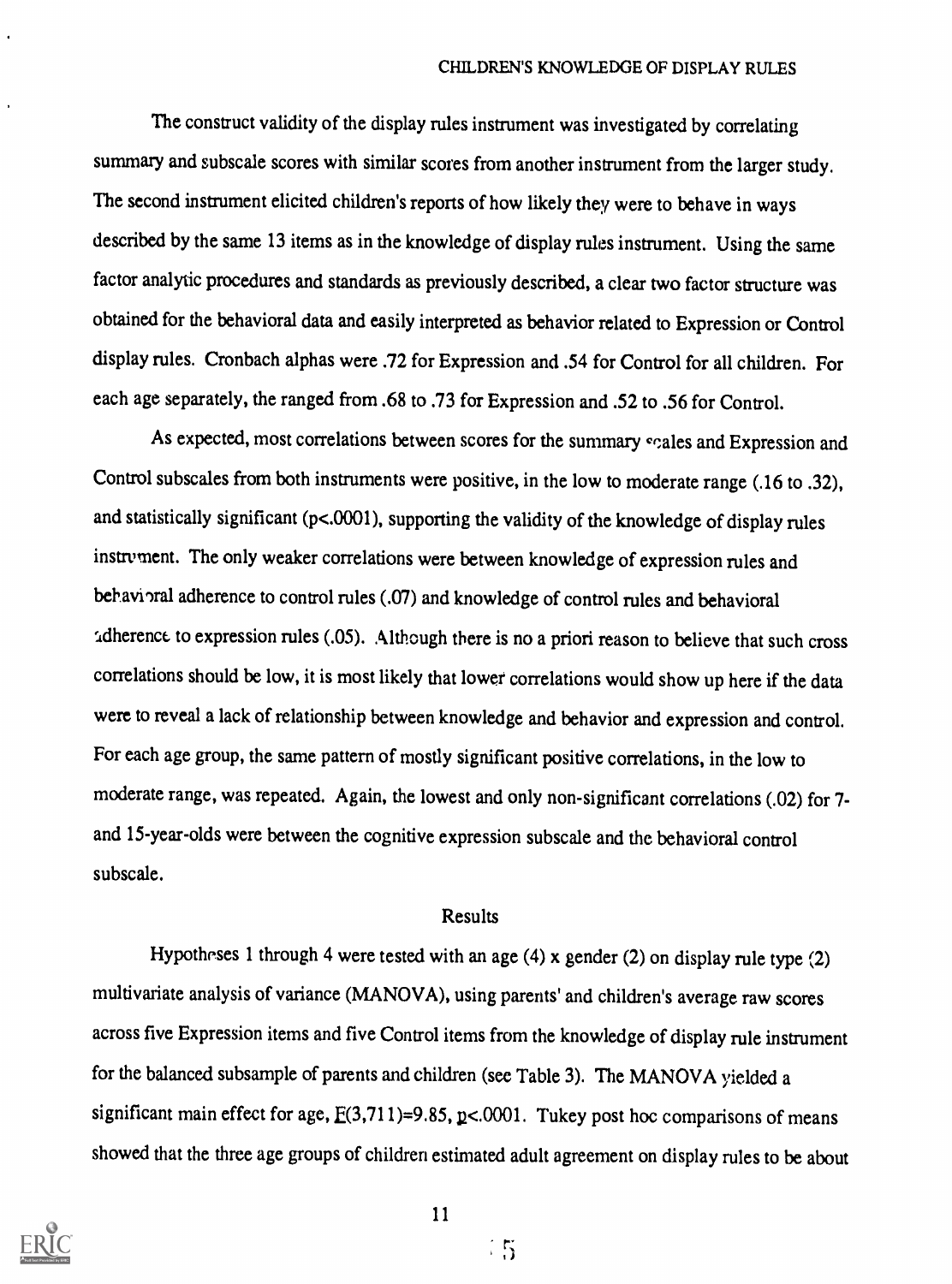The construct validity of the display rules instrument was investigated by correlating summary and subscale scores with similar scores from another instrument from the larger study. The second instrument elicited children's reports of how likely they were to behave in ways described by the same 13 items as in the knowledge of display rules instrument. Using the same factor analytic procedures and standards as previously described, a clear two factor structure was obtained for the behavioral data and easily interpreted as behavior related to Expression or Control display rules. Cronbach alphas were .72 for Expression and .54 for Control for all children. For each age separately, the ranged from .68 to .73 for Expression and .52 to .56 for Control.

As expected, most correlations between scores for the summary scales and Expression and Control subscales from both instruments were positive, in the low to moderate range (.16 to .32), and statistically significant ($p<.0001$), supporting the validity of the knowledge of display rules instrument. The only weaker correlations were between knowledge of expression rules and behavioral adherence to control rules (.07) and knowledge of control rules and behavioral adherence to expression rules (.05). Although there is no a priori reason to believe that such cross correlations should be low, it is most likely that lower correlations would show up here if the data were to reveal a lack of relationship between knowledge and behavior and expression and control. For each age group, the same pattern of mostly significant positive correlations, in the low to moderate range, was repeated. Again, the lowest and only non-significant correlations (.02) for 7- and 15-year-olds were between the cognitive expression subscale and the behavioral control subscale.

## Results

Hypotheses 1 through 4 were tested with an age (4) x gender (2) on display rule type (2) multivariate analysis of variance (MANOVA), using parents' and children's average raw scores across five Expression items and five Control items from the knowledge of display rule instrument for the balanced subsample of parents and children (see Table 3). The MANOVA yielded a significant main effect for age, $F(3,711)=9.85$, $p<.0001$. Tukey post hoc comparisons of means showed that the three age groups of children estimated adult agreement on display rules to be about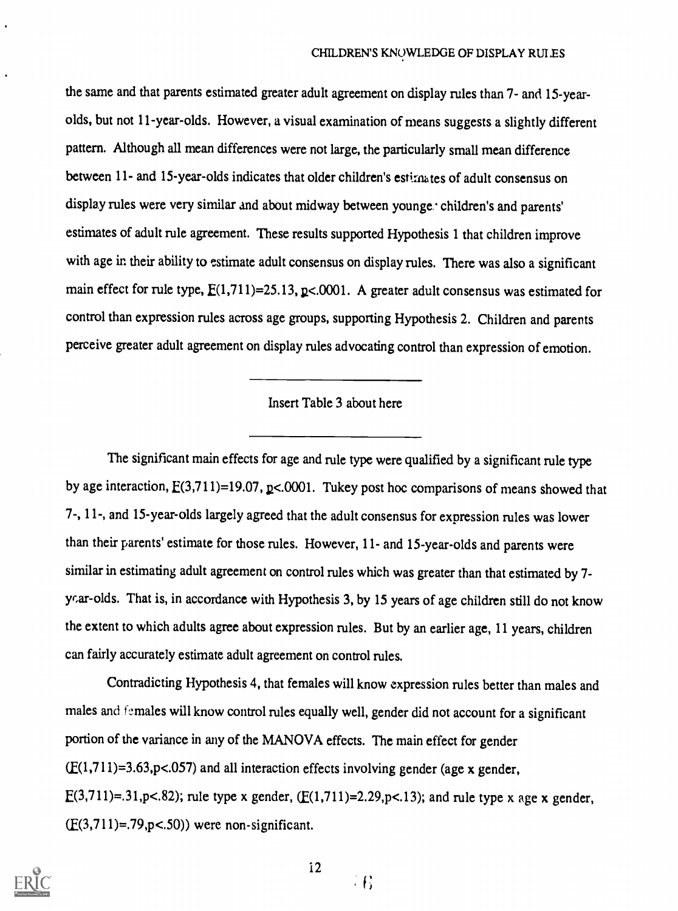the same and that parents estimated greater adult agreement on display rules than 7- and 15-year-olds, but not 11-year-olds. However, a visual examination of means suggests a slightly different pattern. Although all mean differences were not large, the particularly small mean difference between 11- and 15-year-olds indicates that older children's estimates of adult consensus on display rules were very similar and about midway between younger children's and parents' estimates of adult rule agreement. These results supported Hypothesis 1 that children improve with age in their ability to estimate adult consensus on display rules. There was also a significant main effect for rule type, $F(1,711)=25.13$, $p<.0001$. A greater adult consensus was estimated for control than expression rules across age groups, supporting Hypothesis 2. Children and parents perceive greater adult agreement on display rules advocating control than expression of emotion.

Insert Table 3 about here

The significant main effects for age and rule type were qualified by a significant rule type by age interaction, $F(3,711)=19.07$, $p<.0001$. Tukey post hoc comparisons of means showed that 7-, 11-, and 15-year-olds largely agreed that the adult consensus for expression rules was lower than their parents' estimate for those rules. However, 11- and 15-year-olds and parents were similar in estimating adult agreement on control rules which was greater than that estimated by 7-year-olds. That is, in accordance with Hypothesis 3, by 15 years of age children still do not know the extent to which adults agree about expression rules. But by an earlier age, 11 years, children can fairly accurately estimate adult agreement on control rules.

Contradicting Hypothesis 4, that females will know expression rules better than males and males and females will know control rules equally well, gender did not account for a significant portion of the variance in any of the MANOVA effects. The main effect for gender ($F(1,711)=3.63, p<.057$) and all interaction effects involving gender (age x gender, $F(3,711)=.31, p<.82$); rule type x gender, ($F(1,711)=2.29, p<.13$); and rule type x age x gender, ($F(3,711)=.79, p<.50$)) were non-significant.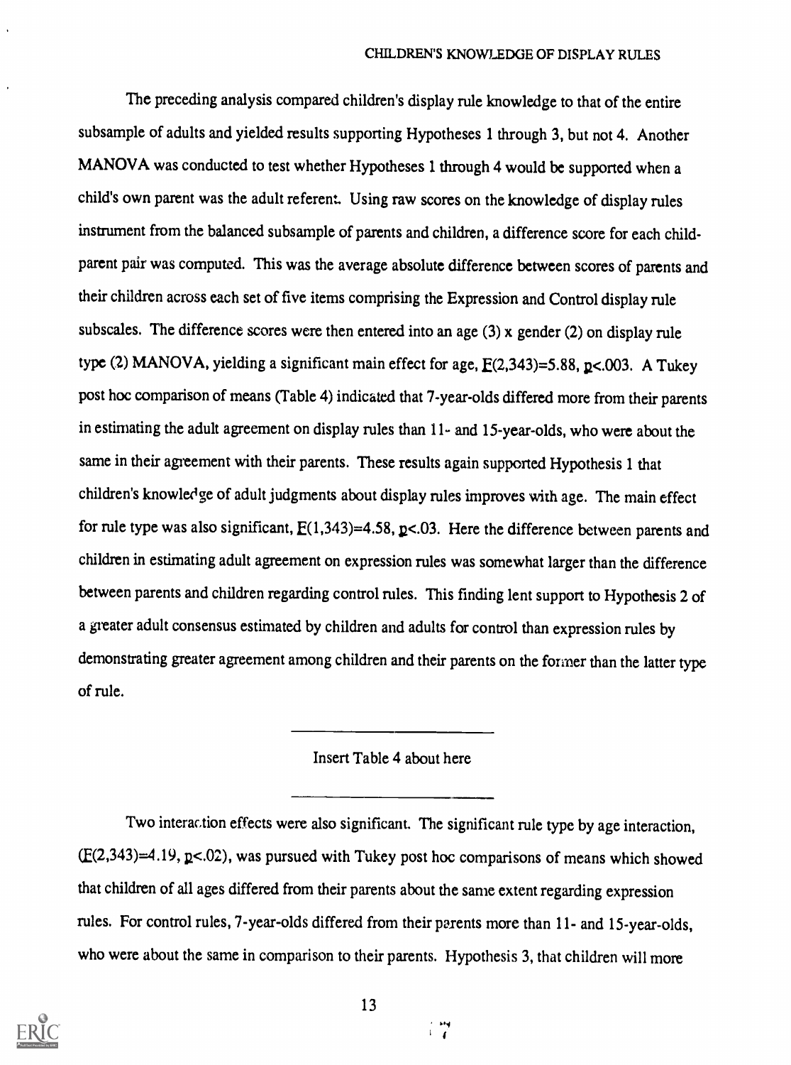The preceding analysis compared children's display rule knowledge to that of the entire subsample of adults and yielded results supporting Hypotheses 1 through 3, but not 4. Another MANOVA was conducted to test whether Hypotheses 1 through 4 would be supported when a child's own parent was the adult referent. Using raw scores on the knowledge of display rules instrument from the balanced subsample of parents and children, a difference score for each child-parent pair was computed. This was the average absolute difference between scores of parents and their children across each set of five items comprising the Expression and Control display rule subscales. The difference scores were then entered into an age (3) x gender (2) on display rule type (2) MANOVA, yielding a significant main effect for age, $F(2,343)=5.88$, $p<.003$. A Tukey post hoc comparison of means (Table 4) indicated that 7-year-olds differed more from their parents in estimating the adult agreement on display rules than 11- and 15-year-olds, who were about the same in their agreement with their parents. These results again supported Hypothesis 1 that children's knowledge of adult judgments about display rules improves with age. The main effect for rule type was also significant, $F(1,343)=4.58$, $p<.03$. Here the difference between parents and children in estimating adult agreement on expression rules was somewhat larger than the difference between parents and children regarding control rules. This finding lent support to Hypothesis 2 of a greater adult consensus estimated by children and adults for control than expression rules by demonstrating greater agreement among children and their parents on the former than the latter type of rule.

Insert Table 4 about here

Two interaction effects were also significant. The significant rule type by age interaction, ($F(2,343)=4.19$, $p<.02$), was pursued with Tukey post hoc comparisons of means which showed that children of all ages differed from their parents about the same extent regarding expression rules. For control rules, 7-year-olds differed from their parents more than 11- and 15-year-olds, who were about the same in comparison to their parents. Hypothesis 3, that children will more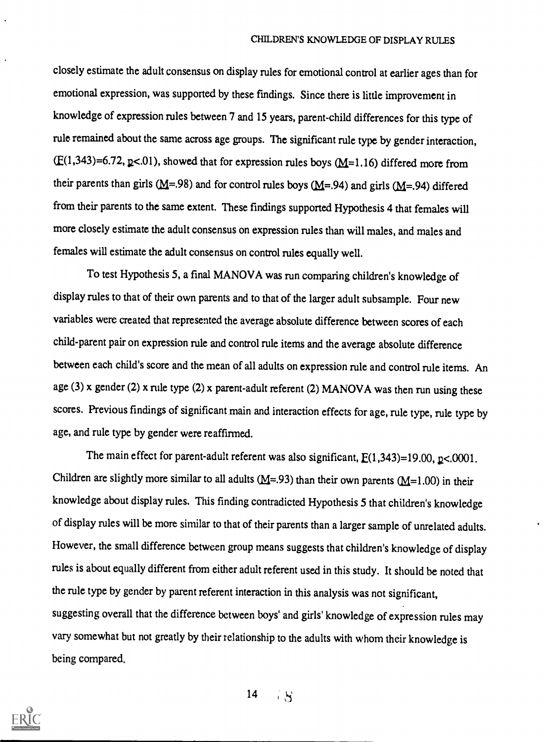closely estimate the adult consensus on display rules for emotional control at earlier ages than for emotional expression, was supported by these findings. Since there is little improvement in knowledge of expression rules between 7 and 15 years, parent-child differences for this type of rule remained about the same across age groups. The significant rule type by gender interaction, ($F(1,343)=6.72$, $p<.01$), showed that for expression rules boys ($M=1.16$) differed more from their parents than girls ($M=.98$) and for control rules boys ($M=.94$) and girls ($M=.94$) differed from their parents to the same extent. These findings supported Hypothesis 4 that females will more closely estimate the adult consensus on expression rules than will males, and males and females will estimate the adult consensus on control rules equally well.

To test Hypothesis 5, a final MANOVA was run comparing children's knowledge of display rules to that of their own parents and to that of the larger adult subsample. Four new variables were created that represented the average absolute difference between scores of each child-parent pair on expression rule and control rule items and the average absolute difference between each child's score and the mean of all adults on expression rule and control rule items. An age (3) x gender (2) x rule type (2) x parent-adult referent (2) MANOVA was then run using these scores. Previous findings of significant main and interaction effects for age, rule type, rule type by age, and rule type by gender were reaffirmed.

The main effect for parent-adult referent was also significant, $F(1,343)=19.00$, $p<.0001$. Children are slightly more similar to all adults ($M=.93$) than their own parents ($M=1.00$) in their knowledge about display rules. This finding contradicted Hypothesis 5 that children's knowledge of display rules will be more similar to that of their parents than a larger sample of unrelated adults. However, the small difference between group means suggests that children's knowledge of display rules is about equally different from either adult referent used in this study. It should be noted that the rule type by gender by parent referent interaction in this analysis was not significant, suggesting overall that the difference between boys' and girls' knowledge of expression rules may vary somewhat but not greatly by their relationship to the adults with whom their knowledge is being compared.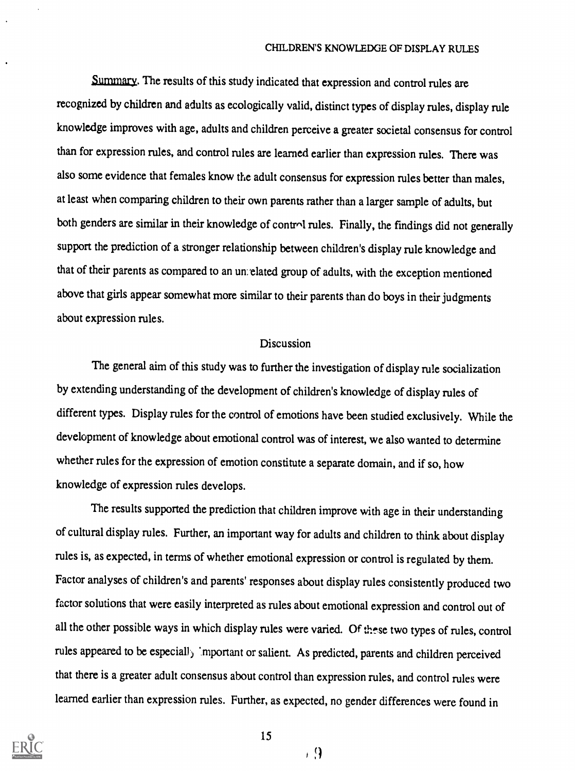*Summary*. The results of this study indicated that expression and control rules are recognized by children and adults as ecologically valid, distinct types of display rules, display rule knowledge improves with age, adults and children perceive a greater societal consensus for control than for expression rules, and control rules are learned earlier than expression rules. There was also some evidence that females know the adult consensus for expression rules better than males, at least when comparing children to their own parents rather than a larger sample of adults, but both genders are similar in their knowledge of control rules. Finally, the findings did not generally support the prediction of a stronger relationship between children's display rule knowledge and that of their parents as compared to an unrelated group of adults, with the exception mentioned above that girls appear somewhat more similar to their parents than do boys in their judgments about expression rules.

## Discussion

The general aim of this study was to further the investigation of display rule socialization by extending understanding of the development of children's knowledge of display rules of different types. Display rules for the control of emotions have been studied exclusively. While the development of knowledge about emotional control was of interest, we also wanted to determine whether rules for the expression of emotion constitute a separate domain, and if so, how knowledge of expression rules develops.

The results supported the prediction that children improve with age in their understanding of cultural display rules. Further, an important way for adults and children to think about display rules is, as expected, in terms of whether emotional expression or control is regulated by them. Factor analyses of children's and parents' responses about display rules consistently produced two factor solutions that were easily interpreted as rules about emotional expression and control out of all the other possible ways in which display rules were varied. Of these two types of rules, control rules appeared to be especially important or salient. As predicted, parents and children perceived that there is a greater adult consensus about control than expression rules, and control rules were learned earlier than expression rules. Further, as expected, no gender differences were found in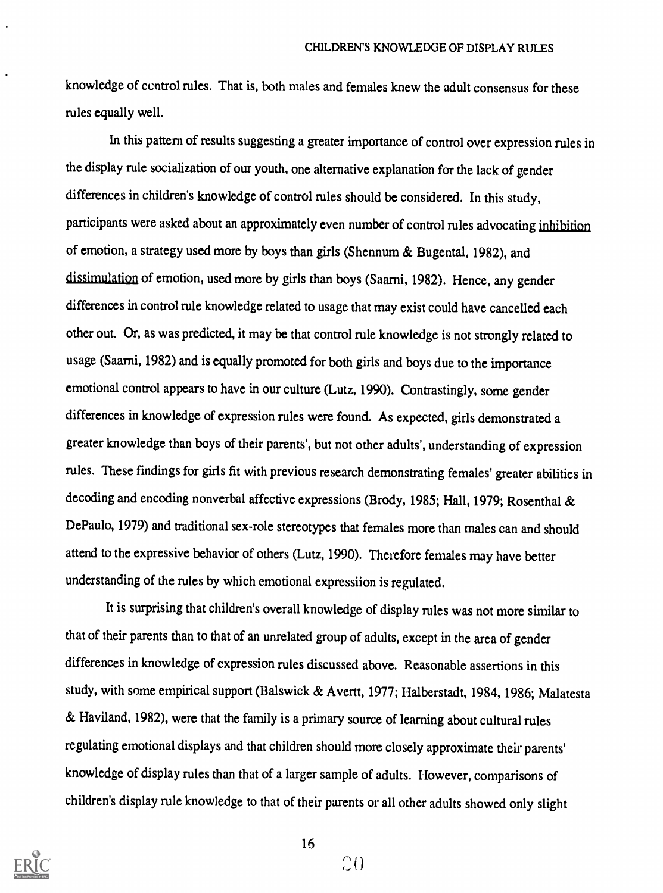knowledge of control rules. That is, both males and females knew the adult consensus for these rules equally well.

In this pattern of results suggesting a greater importance of control over expression rules in the display rule socialization of our youth, one alternative explanation for the lack of gender differences in children's knowledge of control rules should be considered. In this study, participants were asked about an approximately even number of control rules advocating inhibition of emotion, a strategy used more by boys than girls (Shennum & Bugental, 1982), and dissimulation of emotion, used more by girls than boys (Saarni, 1982). Hence, any gender differences in control rule knowledge related to usage that may exist could have cancelled each other out. Or, as was predicted, it may be that control rule knowledge is not strongly related to usage (Saarni, 1982) and is equally promoted for both girls and boys due to the importance emotional control appears to have in our culture (Lutz, 1990). Contrastingly, some gender differences in knowledge of expression rules were found. As expected, girls demonstrated a greater knowledge than boys of their parents', but not other adults', understanding of expression rules. These findings for girls fit with previous research demonstrating females' greater abilities in decoding and encoding nonverbal affective expressions (Brody, 1985; Hall, 1979; Rosenthal & DePaulo, 1979) and traditional sex-role stereotypes that females more than males can and should attend to the expressive behavior of others (Lutz, 1990). Therefore females may have better understanding of the rules by which emotional expressiion is regulated.

It is surprising that children's overall knowledge of display rules was not more similar to that of their parents than to that of an unrelated group of adults, except in the area of gender differences in knowledge of expression rules discussed above. Reasonable assertions in this study, with some empirical support (Balswick & Avertt, 1977; Halberstadt, 1984, 1986; Malatesta & Haviland, 1982), were that the family is a primary source of learning about cultural rules regulating emotional displays and that children should more closely approximate their parents' knowledge of display rules than that of a larger sample of adults. However, comparisons of children's display rule knowledge to that of their parents or all other adults showed only slight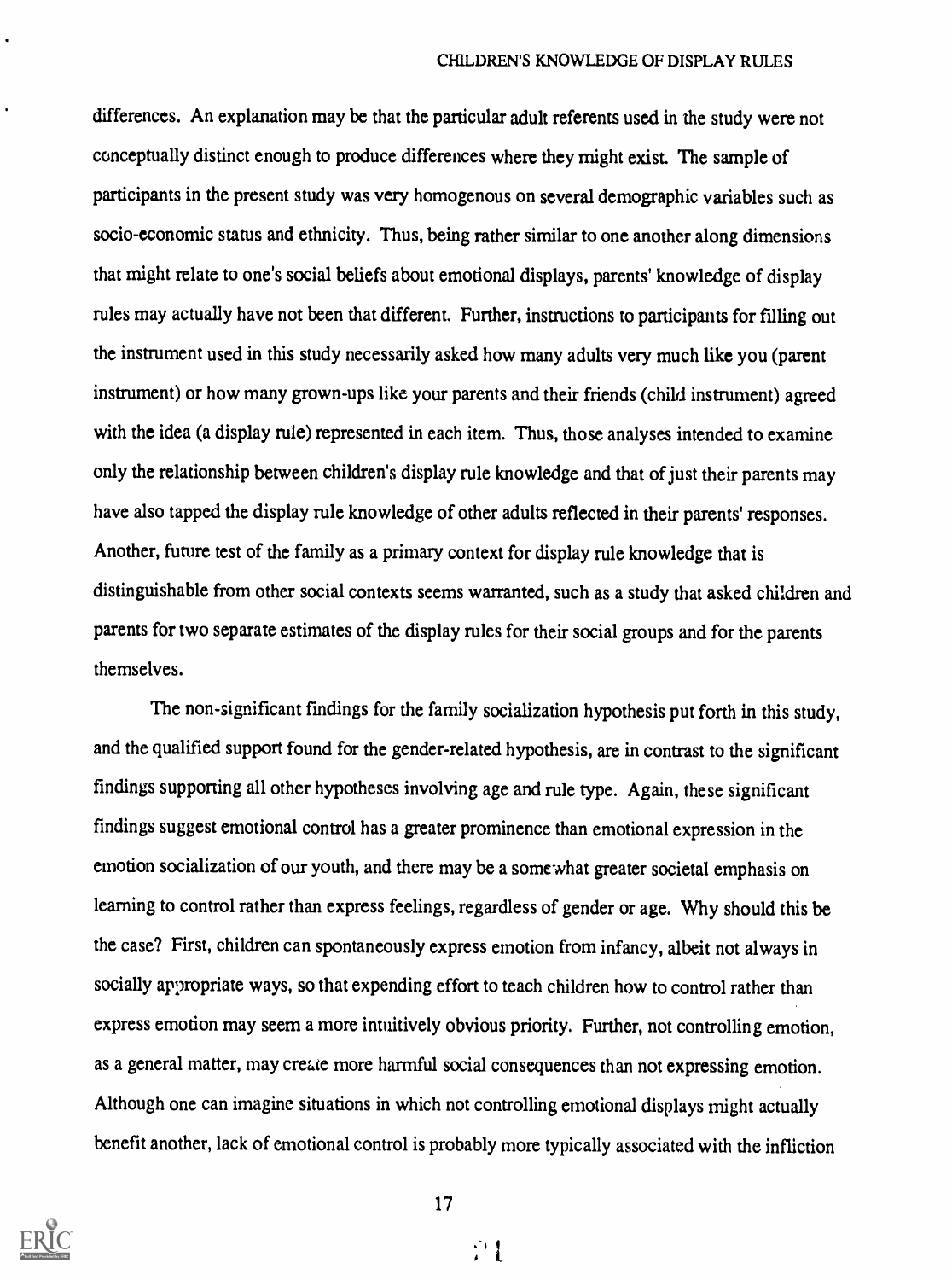differences. An explanation may be that the particular adult referents used in the study were not conceptually distinct enough to produce differences where they might exist. The sample of participants in the present study was very homogenous on several demographic variables such as socio-economic status and ethnicity. Thus, being rather similar to one another along dimensions that might relate to one's social beliefs about emotional displays, parents' knowledge of display rules may actually have not been that different. Further, instructions to participants for filling out the instrument used in this study necessarily asked how many adults very much like you (parent instrument) or how many grown-ups like your parents and their friends (child instrument) agreed with the idea (a display rule) represented in each item. Thus, those analyses intended to examine only the relationship between children's display rule knowledge and that of just their parents may have also tapped the display rule knowledge of other adults reflected in their parents' responses. Another, future test of the family as a primary context for display rule knowledge that is distinguishable from other social contexts seems warranted, such as a study that asked children and parents for two separate estimates of the display rules for their social groups and for the parents themselves.

The non-significant findings for the family socialization hypothesis put forth in this study, and the qualified support found for the gender-related hypothesis, are in contrast to the significant findings supporting all other hypotheses involving age and rule type. Again, these significant findings suggest emotional control has a greater prominence than emotional expression in the emotion socialization of our youth, and there may be a somewhat greater societal emphasis on learning to control rather than express feelings, regardless of gender or age. Why should this be the case? First, children can spontaneously express emotion from infancy, albeit not always in socially appropriate ways, so that expending effort to teach children how to control rather than express emotion may seem a more intuitively obvious priority. Further, not controlling emotion, as a general matter, may create more harmful social consequences than not expressing emotion. Although one can imagine situations in which not controlling emotional displays might actually benefit another, lack of emotional control is probably more typically associated with the infliction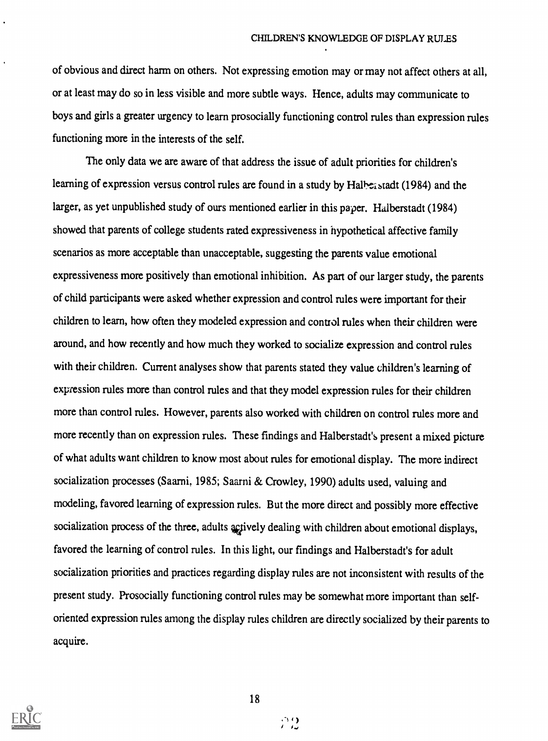of obvious and direct harm on others. Not expressing emotion may or may not affect others at all, or at least may do so in less visible and more subtle ways. Hence, adults may communicate to boys and girls a greater urgency to learn prosocially functioning control rules than expression rules functioning more in the interests of the self.

The only data we are aware of that address the issue of adult priorities for children's learning of expression versus control rules are found in a study by Halberstadt (1984) and the larger, as yet unpublished study of ours mentioned earlier in this paper. Halberstadt (1984) showed that parents of college students rated expressiveness in hypothetical affective family scenarios as more acceptable than unacceptable, suggesting the parents value emotional expressiveness more positively than emotional inhibition. As part of our larger study, the parents of child participants were asked whether expression and control rules were important for their children to learn, how often they modeled expression and control rules when their children were around, and how recently and how much they worked to socialize expression and control rules with their children. Current analyses show that parents stated they value children's learning of expression rules more than control rules and that they model expression rules for their children more than control rules. However, parents also worked with children on control rules more and more recently than on expression rules. These findings and Halberstadt's present a mixed picture of what adults want children to know most about rules for emotional display. The more indirect socialization processes (Saarni, 1985; Saarni & Crowley, 1990) adults used, valuing and modeling, favored learning of expression rules. But the more direct and possibly more effective socialization process of the three, adults actively dealing with children about emotional displays, favored the learning of control rules. In this light, our findings and Halberstadt's for adult socialization priorities and practices regarding display rules are not inconsistent with results of the present study. Prosocially functioning control rules may be somewhat more important than self-oriented expression rules among the display rules children are directly socialized by their parents to acquire.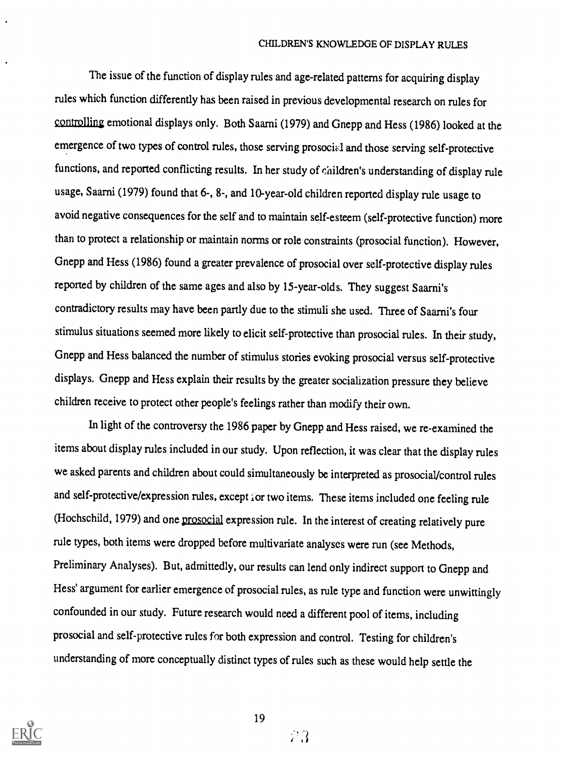The issue of the function of display rules and age-related patterns for acquiring display rules which function differently has been raised in previous developmental research on rules for controlling emotional displays only. Both Saarni (1979) and Gnepp and Hess (1986) looked at the emergence of two types of control rules, those serving prosocial and those serving self-protective functions, and reported conflicting results. In her study of children's understanding of display rule usage, Saarni (1979) found that 6-, 8-, and 10-year-old children reported display rule usage to avoid negative consequences for the self and to maintain self-esteem (self-protective function) more than to protect a relationship or maintain norms or role constraints (prosocial function). However, Gnepp and Hess (1986) found a greater prevalence of prosocial over self-protective display rules reported by children of the same ages and also by 15-year-olds. They suggest Saarni's contradictory results may have been partly due to the stimuli she used. Three of Saarni's four stimulus situations seemed more likely to elicit self-protective than prosocial rules. In their study, Gnepp and Hess balanced the number of stimulus stories evoking prosocial versus self-protective displays. Gnepp and Hess explain their results by the greater socialization pressure they believe children receive to protect other people's feelings rather than modify their own.

In light of the controversy the 1986 paper by Gnepp and Hess raised, we re-examined the items about display rules included in our study. Upon reflection, it was clear that the display rules we asked parents and children about could simultaneously be interpreted as prosocial/control rules and self-protective/expression rules, except for two items. These items included one feeling rule (Hochschild, 1979) and one prosocial expression rule. In the interest of creating relatively pure rule types, both items were dropped before multivariate analyses were run (see Methods, Preliminary Analyses). But, admittedly, our results can lend only indirect support to Gnepp and Hess' argument for earlier emergence of prosocial rules, as rule type and function were unwittingly confounded in our study. Future research would need a different pool of items, including prosocial and self-protective rules for both expression and control. Testing for children's understanding of more conceptually distinct types of rules such as these would help settle the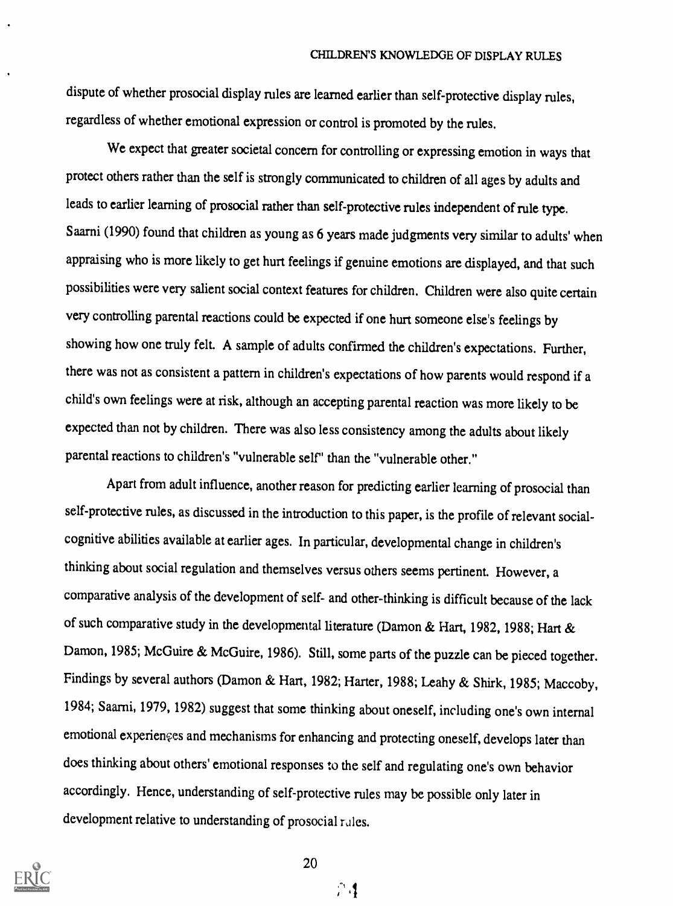dispute of whether prosocial display rules are learned earlier than self-protective display rules, regardless of whether emotional expression or control is promoted by the rules.

We expect that greater societal concern for controlling or expressing emotion in ways that protect others rather than the self is strongly communicated to children of all ages by adults and leads to earlier learning of prosocial rather than self-protective rules independent of rule type. Saarni (1990) found that children as young as 6 years made judgments very similar to adults' when appraising who is more likely to get hurt feelings if genuine emotions are displayed, and that such possibilities were very salient social context features for children. Children were also quite certain very controlling parental reactions could be expected if one hurt someone else's feelings by showing how one truly felt. A sample of adults confirmed the children's expectations. Further, there was not as consistent a pattern in children's expectations of how parents would respond if a child's own feelings were at risk, although an accepting parental reaction was more likely to be expected than not by children. There was also less consistency among the adults about likely parental reactions to children's "vulnerable self" than the "vulnerable other."

Apart from adult influence, another reason for predicting earlier learning of prosocial than self-protective rules, as discussed in the introduction to this paper, is the profile of relevant social-cognitive abilities available at earlier ages. In particular, developmental change in children's thinking about social regulation and themselves versus others seems pertinent. However, a comparative analysis of the development of self- and other-thinking is difficult because of the lack of such comparative study in the developmental literature (Damon & Hart, 1982, 1988; Hart & Damon, 1985; McGuire & McGuire, 1986). Still, some parts of the puzzle can be pieced together. Findings by several authors (Damon & Hart, 1982; Harter, 1988; Leahy & Shirk, 1985; Maccoby, 1984; Saarni, 1979, 1982) suggest that some thinking about oneself, including one's own internal emotional experiences and mechanisms for enhancing and protecting oneself, develops later than does thinking about others' emotional responses to the self and regulating one's own behavior accordingly. Hence, understanding of self-protective rules may be possible only later in development relative to understanding of prosocial rules.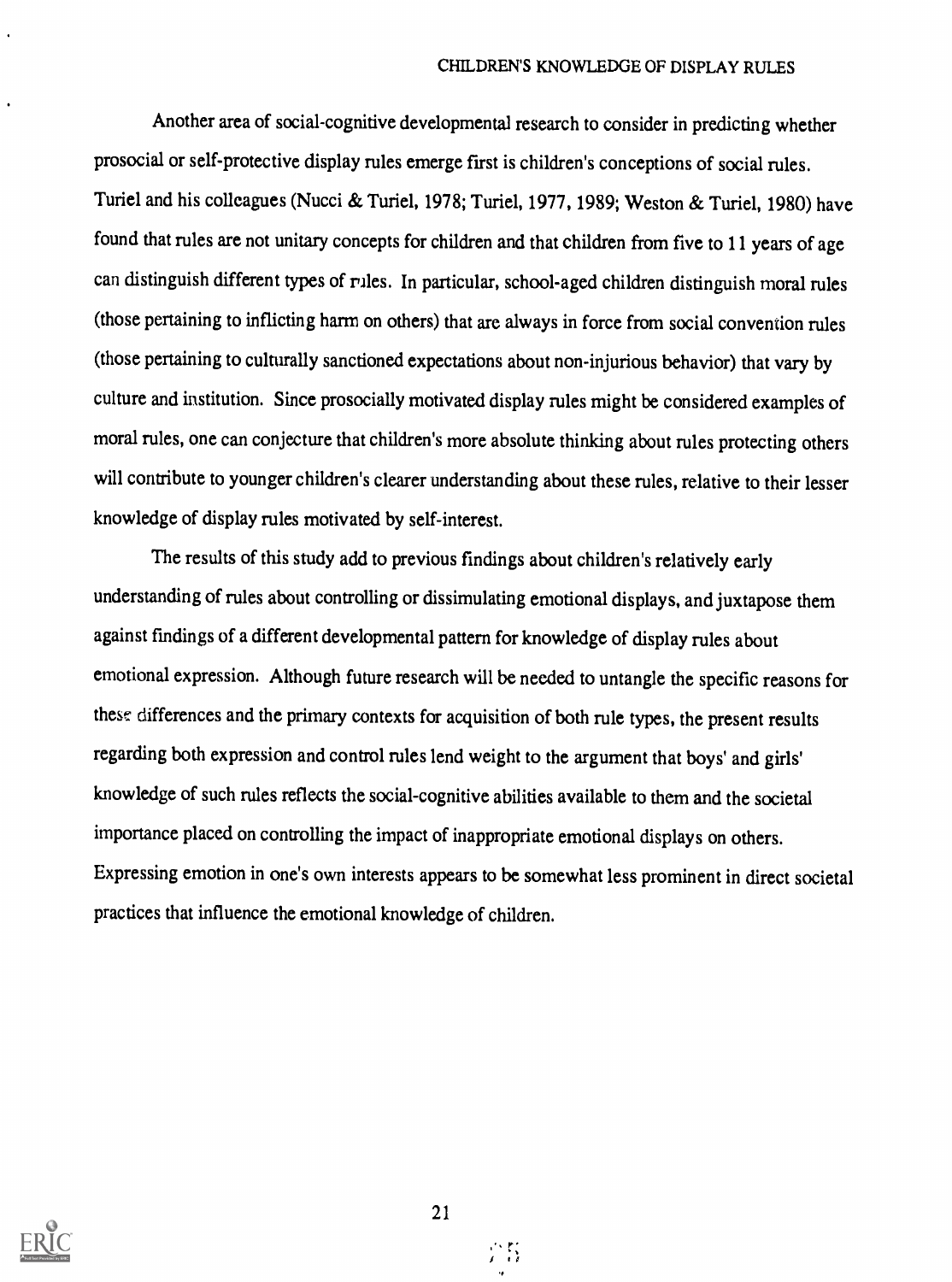Another area of social-cognitive developmental research to consider in predicting whether prosocial or self-protective display rules emerge first is children's conceptions of social rules. Turiel and his colleagues (Nucci & Turiel, 1978; Turiel, 1977, 1989; Weston & Turiel, 1980) have found that rules are not unitary concepts for children and that children from five to 11 years of age can distinguish different types of rules. In particular, school-aged children distinguish moral rules (those pertaining to inflicting harm on others) that are always in force from social convention rules (those pertaining to culturally sanctioned expectations about non-injurious behavior) that vary by culture and institution. Since prosocially motivated display rules might be considered examples of moral rules, one can conjecture that children's more absolute thinking about rules protecting others will contribute to younger children's clearer understanding about these rules, relative to their lesser knowledge of display rules motivated by self-interest.

The results of this study add to previous findings about children's relatively early understanding of rules about controlling or dissimulating emotional displays, and juxtapose them against findings of a different developmental pattern for knowledge of display rules about emotional expression. Although future research will be needed to untangle the specific reasons for these differences and the primary contexts for acquisition of both rule types, the present results regarding both expression and control rules lend weight to the argument that boys' and girls' knowledge of such rules reflects the social-cognitive abilities available to them and the societal importance placed on controlling the impact of inappropriate emotional displays on others. Expressing emotion in one's own interests appears to be somewhat less prominent in direct societal practices that influence the emotional knowledge of children.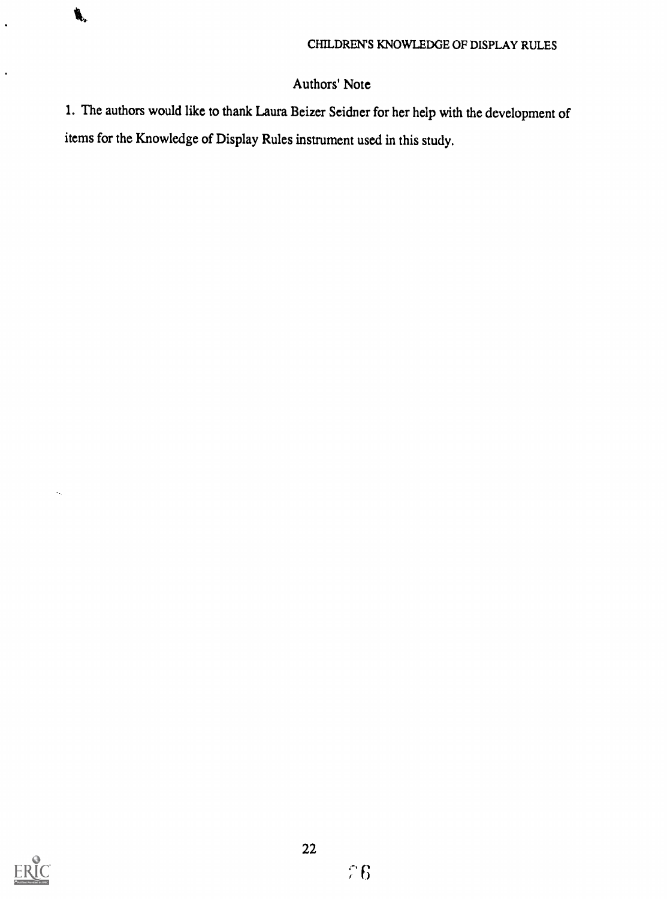## Authors' Note

1. The authors would like to thank Laura Beizer Seidner for her help with the development of items for the Knowledge of Display Rules instrument used in this study.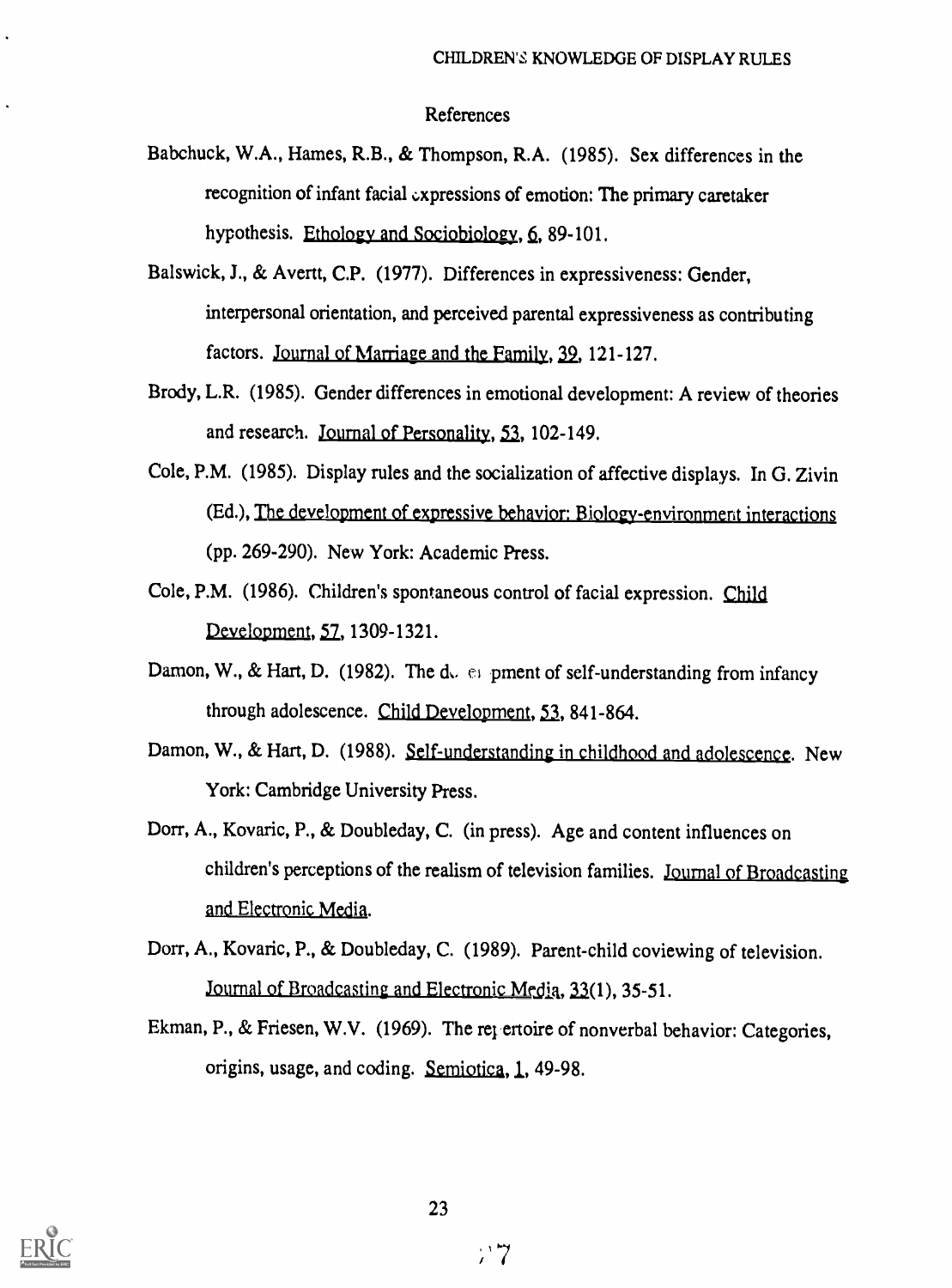## References

Babchuck, W.A., Hames, R.B., & Thompson, R.A. (1985). Sex differences in the recognition of infant facial expressions of emotion: The primary caretaker hypothesis. Ethology and Sociobiology, 6, 89-101.

Balswick, J., & Avertt, C.P. (1977). Differences in expressiveness: Gender, interpersonal orientation, and perceived parental expressiveness as contributing factors. Journal of Marriage and the Family, 39, 121-127.

Brody, L.R. (1985). Gender differences in emotional development: A review of theories and research. Journal of Personality, 53, 102-149.

Cole, P.M. (1985). Display rules and the socialization of affective displays. In G. Zivin (Ed.), The development of expressive behavior: Biology-environment interactions (pp. 269-290). New York: Academic Press.

Cole, P.M. (1986). Children's spontaneous control of facial expression. Child Development, 57, 1309-1321.

Damon, W., & Hart, D. (1982). The development of self-understanding from infancy through adolescence. Child Development, 53, 841-864.

Damon, W., & Hart, D. (1988). Self-understanding in childhood and adolescence. New York: Cambridge University Press.

Dorr, A., Kovaric, P., & Doubleday, C. (in press). Age and content influences on children's perceptions of the realism of television families. Journal of Broadcasting and Electronic Media.

Dorr, A., Kovaric, P., & Doubleday, C. (1989). Parent-child coviewing of television. Journal of Broadcasting and Electronic Media, 33(1), 35-51.

Ekman, P., & Friesen, W.V. (1969). The repertoire of nonverbal behavior: Categories, origins, usage, and coding. Semiotica, 1, 49-98.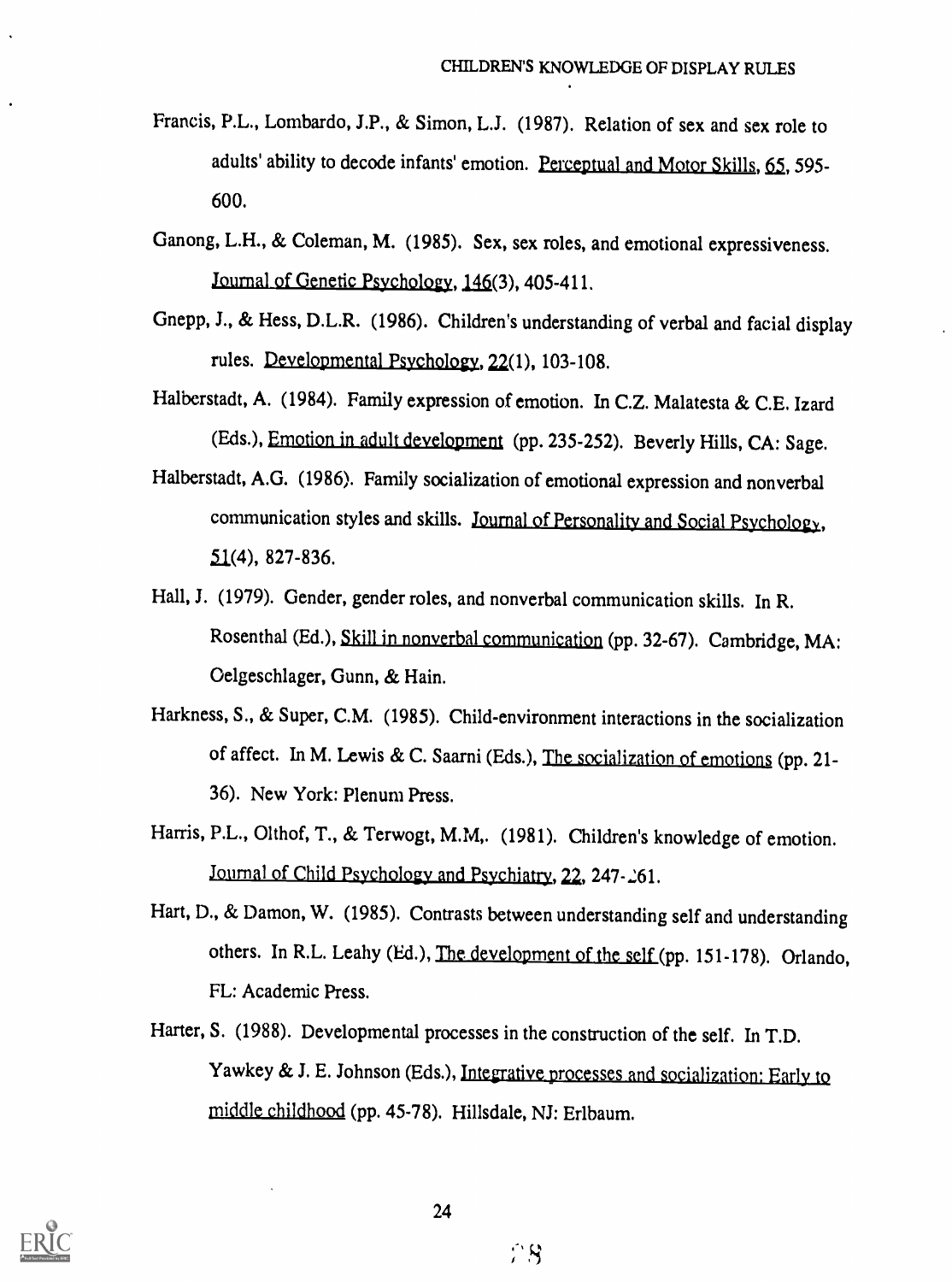Francis, P.L., Lombardo, J.P., & Simon, L.J. (1987). Relation of sex and sex role to adults' ability to decode infants' emotion. Perceptual and Motor Skills, 65, 595-600.

Ganong, L.H., & Coleman, M. (1985). Sex, sex roles, and emotional expressiveness. Journal of Genetic Psychology, 146(3), 405-411.

Gnepp, J., & Hess, D.L.R. (1986). Children's understanding of verbal and facial display rules. Developmental Psychology, 22(1), 103-108.

Halberstadt, A. (1984). Family expression of emotion. In C.Z. Malatesta & C.E. Izard (Eds.), Emotion in adult development (pp. 235-252). Beverly Hills, CA: Sage.

Halberstadt, A.G. (1986). Family socialization of emotional expression and nonverbal communication styles and skills. Journal of Personality and Social Psychology, 51(4), 827-836.

Hall, J. (1979). Gender, gender roles, and nonverbal communication skills. In R. Rosenthal (Ed.), Skill in nonverbal communication (pp. 32-67). Cambridge, MA: Oelgeschlager, Gunn, & Hain.

Harkness, S., & Super, C.M. (1985). Child-environment interactions in the socialization of affect. In M. Lewis & C. Saarni (Eds.), The socialization of emotions (pp. 21-36). New York: Plenum Press.

Harris, P.L., Olthof, T., & Terwogt, M.M,. (1981). Children's knowledge of emotion. Journal of Child Psychology and Psychiatry, 22, 247-261.

Hart, D., & Damon, W. (1985). Contrasts between understanding self and understanding others. In R.L. Leahy (Ed.), The development of the self (pp. 151-178). Orlando, FL: Academic Press.

Harter, S. (1988). Developmental processes in the construction of the self. In T.D. Yawkey & J. E. Johnson (Eds.), Integrative processes and socialization: Early to middle childhood (pp. 45-78). Hillsdale, NJ: Erlbaum.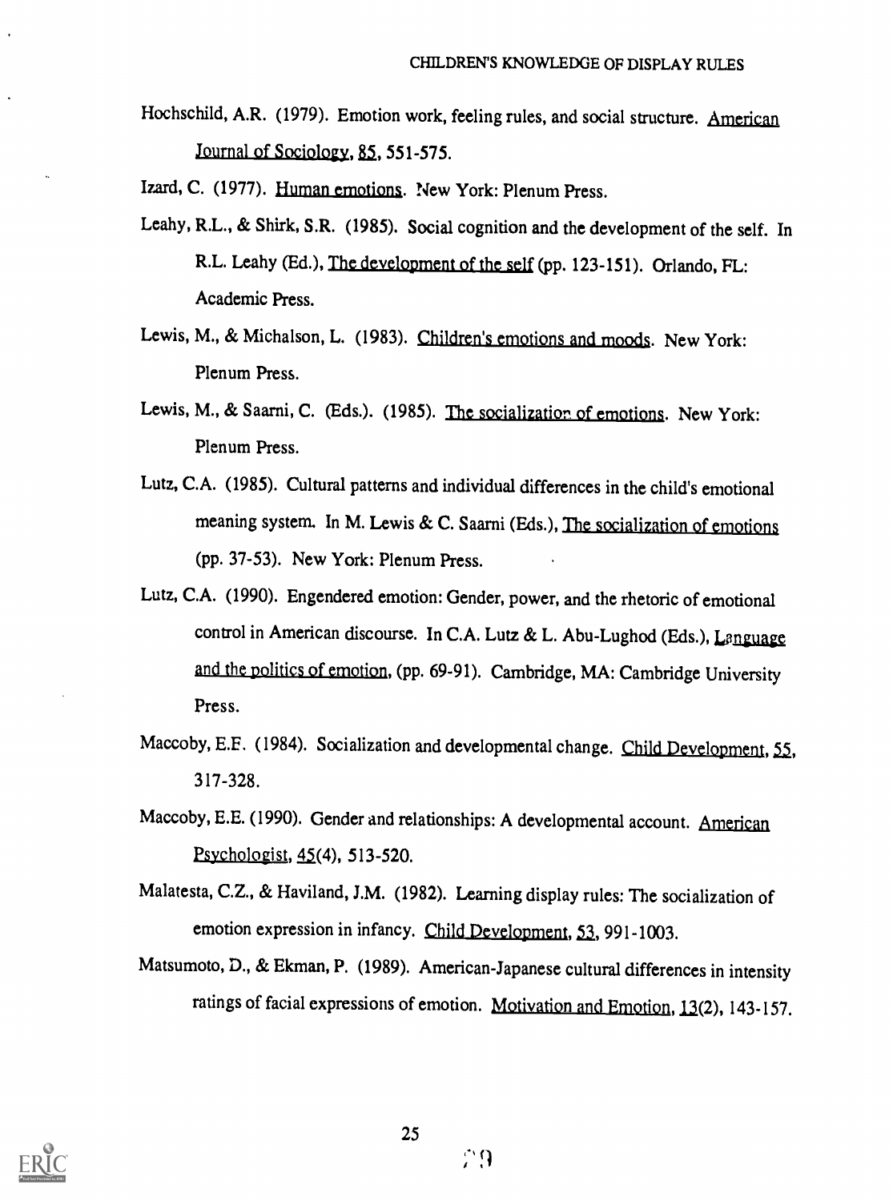Hochschild, A.R. (1979). Emotion work, feeling rules, and social structure. American Journal of Sociology, 85, 551-575.

Izard, C. (1977). Human emotions. New York: Plenum Press.

Leahy, R.L., & Shirk, S.R. (1985). Social cognition and the development of the self. In R.L. Leahy (Ed.), The development of the self (pp. 123-151). Orlando, FL: Academic Press.

Lewis, M., & Michalson, L. (1983). Children's emotions and moods. New York: Plenum Press.

Lewis, M., & Saarni, C. (Eds.). (1985). The socialization of emotions. New York: Plenum Press.

Lutz, C.A. (1985). Cultural patterns and individual differences in the child's emotional meaning system. In M. Lewis & C. Saarni (Eds.), The socialization of emotions (pp. 37-53). New York: Plenum Press.

Lutz, C.A. (1990). Engendered emotion: Gender, power, and the rhetoric of emotional control in American discourse. In C.A. Lutz & L. Abu-Lughod (Eds.), Language and the politics of emotion, (pp. 69-91). Cambridge, MA: Cambridge University Press.

Maccoby, E.E. (1984). Socialization and developmental change. Child Development, 55, 317-328.

Maccoby, E.E. (1990). Gender and relationships: A developmental account. American Psychologist, 45(4), 513-520.

Malatesta, C.Z., & Haviland, J.M. (1982). Learning display rules: The socialization of emotion expression in infancy. Child Development, 53, 991-1003.

Matsumoto, D., & Ekman, P. (1989). American-Japanese cultural differences in intensity ratings of facial expressions of emotion. Motivation and Emotion, 13(2), 143-157.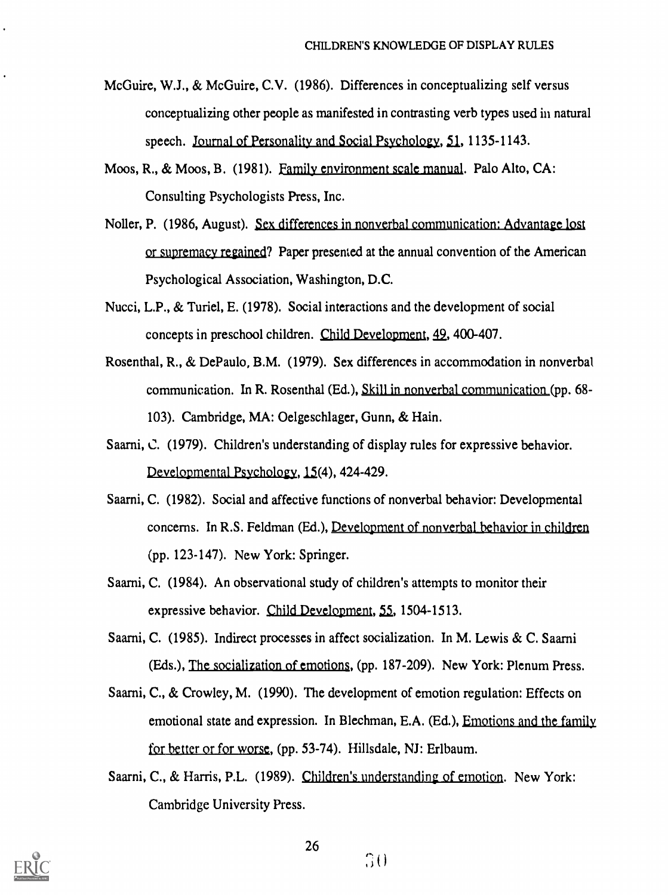McGuire, W.J., & McGuire, C.V. (1986). Differences in conceptualizing self versus conceptualizing other people as manifested in contrasting verb types used in natural speech. Journal of Personality and Social Psychology, 51, 1135-1143.

Moos, R., & Moos, B. (1981). Family environment scale manual. Palo Alto, CA: Consulting Psychologists Press, Inc.

Noller, P. (1986, August). Sex differences in nonverbal communication: Advantage lost or supremacy regained? Paper presented at the annual convention of the American Psychological Association, Washington, D.C.

Nucci, L.P., & Turiel, E. (1978). Social interactions and the development of social concepts in preschool children. Child Development, 49, 400-407.

Rosenthal, R., & DePaulo, B.M. (1979). Sex differences in accommodation in nonverbal communication. In R. Rosenthal (Ed.), Skill in nonverbal communication (pp. 68-103). Cambridge, MA: Oelgeschlager, Gunn, & Hain.

Saarni, C. (1979). Children's understanding of display rules for expressive behavior. Developmental Psychology, 15(4), 424-429.

Saarni, C. (1982). Social and affective functions of nonverbal behavior: Developmental concerns. In R.S. Feldman (Ed.), Development of nonverbal behavior in children (pp. 123-147). New York: Springer.

Saarni, C. (1984). An observational study of children's attempts to monitor their expressive behavior. Child Development, 55, 1504-1513.

Saarni, C. (1985). Indirect processes in affect socialization. In M. Lewis & C. Saarni (Eds.), The socialization of emotions, (pp. 187-209). New York: Plenum Press.

Saarni, C., & Crowley, M. (1990). The development of emotion regulation: Effects on emotional state and expression. In Blechman, E.A. (Ed.), Emotions and the family for better or for worse, (pp. 53-74). Hillsdale, NJ: Erlbaum.

Saarni, C., & Harris, P.L. (1989). Children's understanding of emotion. New York: Cambridge University Press.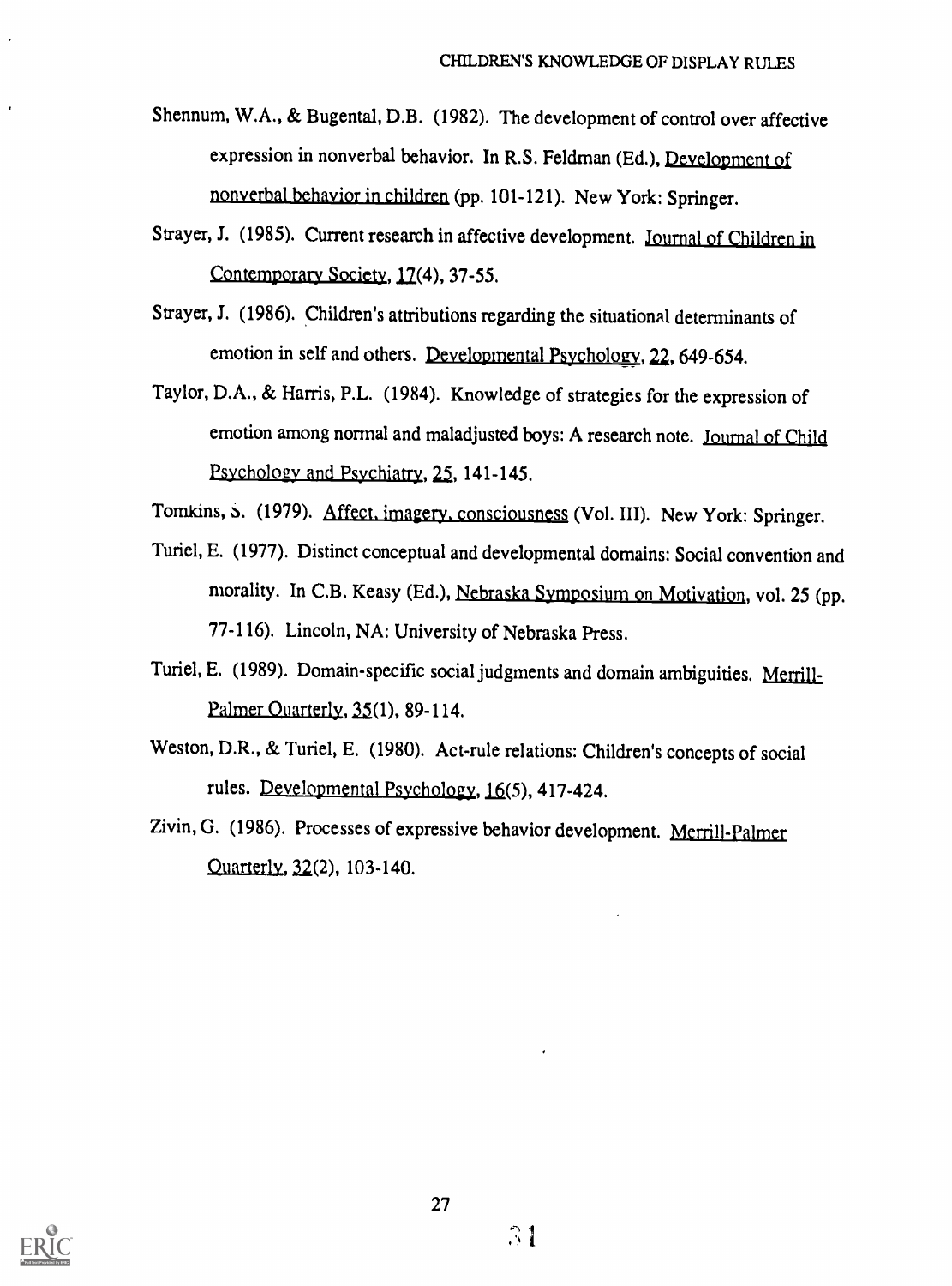Shennum, W.A., & Bugental, D.B. (1982). The development of control over affective expression in nonverbal behavior. In R.S. Feldman (Ed.), Development of nonverbal behavior in children (pp. 101-121). New York: Springer.

Strayer, J. (1985). Current research in affective development. Journal of Children in Contemporary Society, 17(4), 37-55.

Strayer, J. (1986). Children's attributions regarding the situational determinants of emotion in self and others. Developmental Psychology, 22, 649-654.

Taylor, D.A., & Harris, P.L. (1984). Knowledge of strategies for the expression of emotion among normal and maladjusted boys: A research note. Journal of Child Psychology and Psychiatry, 25, 141-145.

Tomkins, S. (1979). Affect, imagery, consciousness (Vol. III). New York: Springer.

Turiel, E. (1977). Distinct conceptual and developmental domains: Social convention and morality. In C.B. Keasy (Ed.), Nebraska Symposium on Motivation, vol. 25 (pp. 77-116). Lincoln, NA: University of Nebraska Press.

Turiel, E. (1989). Domain-specific social judgments and domain ambiguities. Merrill-Palmer Quarterly, 35(1), 89-114.

Weston, D.R., & Turiel, E. (1980). Act-rule relations: Children's concepts of social rules. Developmental Psychology, 16(5), 417-424.

Zivin, G. (1986). Processes of expressive behavior development. Merrill-Palmer Quarterly, 32(2), 103-140.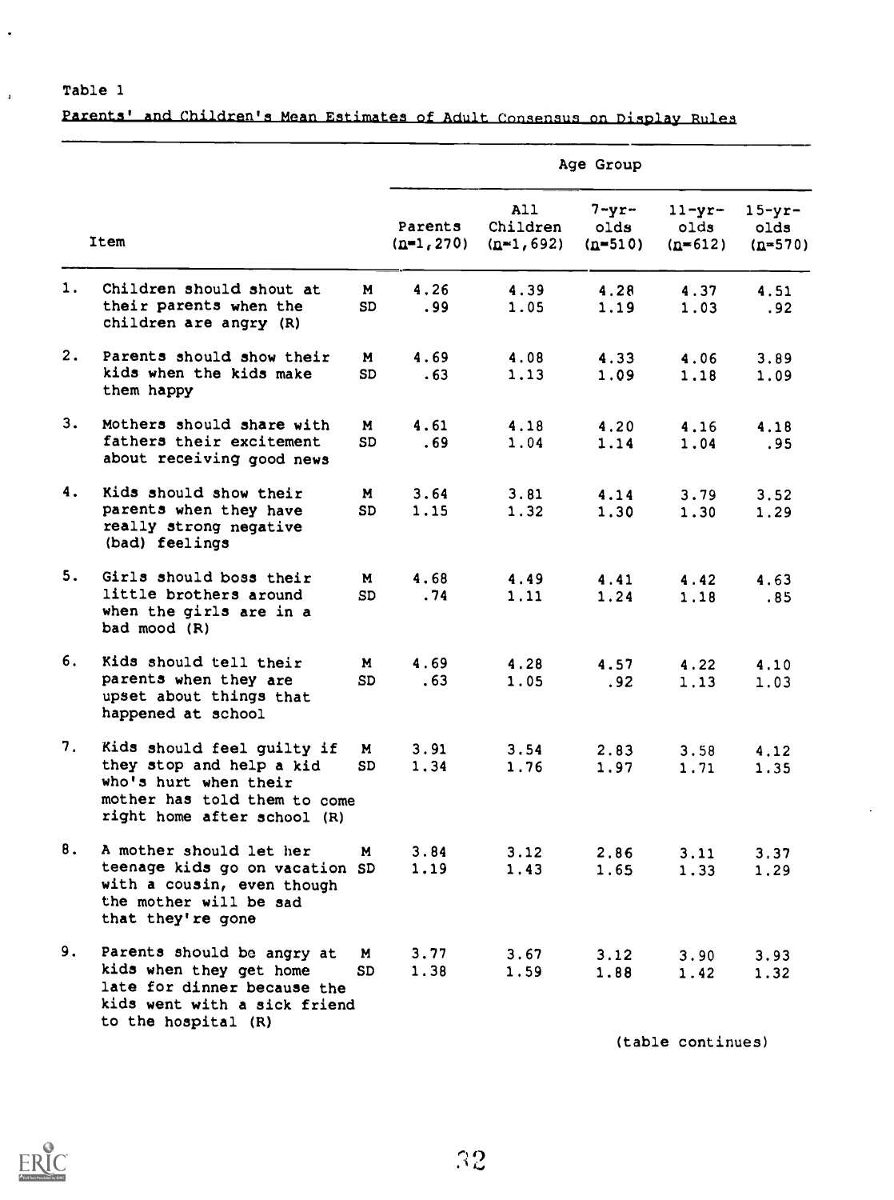Table 1

Parents' and Children's Mean Estimates of Adult Consensus on Display Rules

| | Item | | Age Group | | | | |
|---|---|---|---|---|---|---|---|
| | | | Parents (n=1,270) | All Children (n=1,692) | 7-yr-olds (n=510) | 11-yr-olds (n=612) | 15-yr-olds (n=570) |
| 1. | Children should shout at their parents when the children are angry (R) | M | 4.26 | 4.39 | 4.28 | 4.37 | 4.51 |
| | | SD | .99 | 1.05 | 1.19 | 1.03 | .92 |
| 2. | Parents should show their kids when the kids make them happy | M | 4.69 | 4.08 | 4.33 | 4.06 | 3.89 |
| | | SD | .63 | 1.13 | 1.09 | 1.18 | 1.09 |
| 3. | Mothers should share with fathers their excitement about receiving good news | M | 4.61 | 4.18 | 4.20 | 4.16 | 4.18 |
| | | SD | .69 | 1.04 | 1.14 | 1.04 | .95 |
| 4. | Kids should show their parents when they have really strong negative (bad) feelings | M | 3.64 | 3.81 | 4.14 | 3.79 | 3.52 |
| | | SD | 1.15 | 1.32 | 1.30 | 1.30 | 1.29 |
| 5. | Girls should boss their little brothers around when the girls are in a bad mood (R) | M | 4.68 | 4.49 | 4.41 | 4.42 | 4.63 |
| | | SD | .74 | 1.11 | 1.24 | 1.18 | .85 |
| 6. | Kids should tell their parents when they are upset about things that happened at school | M | 4.69 | 4.28 | 4.57 | 4.22 | 4.10 |
| | | SD | .63 | 1.05 | .92 | 1.13 | 1.03 |
| 7. | Kids should feel guilty if they stop and help a kid who's hurt when their mother has told them to come right home after school (R) | M | 3.91 | 3.54 | 2.83 | 3.58 | 4.12 |
| | | SD | 1.34 | 1.76 | 1.97 | 1.71 | 1.35 |
| 8. | A mother should let her teenage kids go on vacation with a cousin, even though the mother will be sad that they're gone | M | 3.84 | 3.12 | 2.86 | 3.11 | 3.37 |
| | | SD | 1.19 | 1.43 | 1.65 | 1.33 | 1.29 |
| 9. | Parents should be angry at kids when they get home late for dinner because the kids went with a sick friend to the hospital (R) | M | 3.77 | 3.67 | 3.12 | 3.90 | 3.93 |
| | | SD | 1.38 | 1.59 | 1.88 | 1.42 | 1.32 |

(table continues)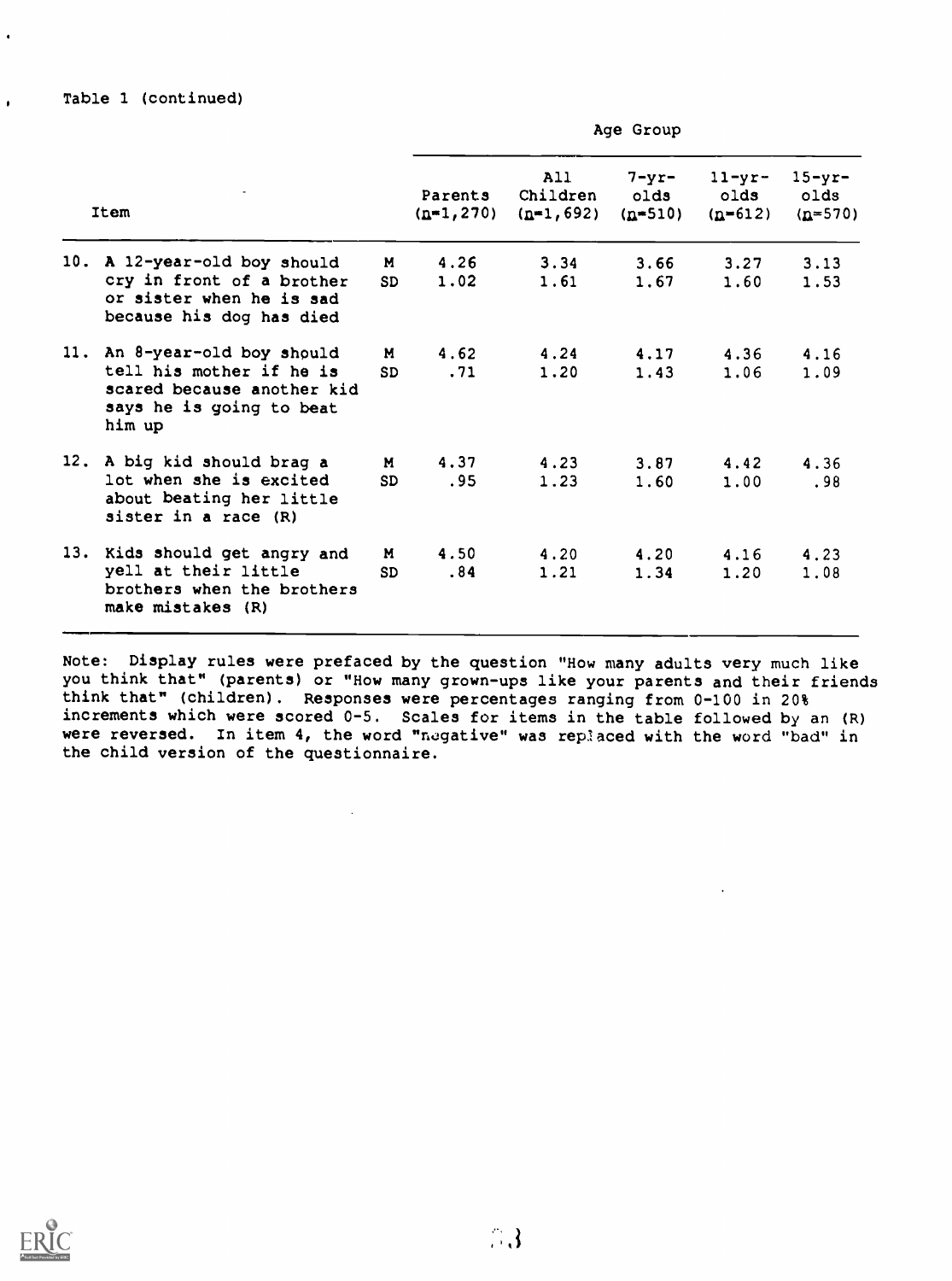Table 1 (continued)

| Item | | Parents ($n$=1,270) | All Children ($n$=1,692) | 7-yr-olds ($n$=510) | 11-yr-olds ($n$=612) | 15-yr-olds ($n$=570) |
|---|---|---|---|---|---|---|
| | | Age Group | | | | |
| 10. A 12-year-old boy should cry in front of a brother or sister when he is sad because his dog has died | M | 4.26 | 3.34 | 3.66 | 3.27 | 3.13 |
| | SD | 1.02 | 1.61 | 1.67 | 1.60 | 1.53 |
| 11. An 8-year-old boy should tell his mother if he is scared because another kid says he is going to beat him up | M | 4.62 | 4.24 | 4.17 | 4.36 | 4.16 |
| | SD | .71 | 1.20 | 1.43 | 1.06 | 1.09 |
| 12. A big kid should brag a lot when she is excited about beating her little sister in a race (R) | M | 4.37 | 4.23 | 3.87 | 4.42 | 4.36 |
| | SD | .95 | 1.23 | 1.60 | 1.00 | .98 |
| 13. Kids should get angry and yell at their little brothers when the brothers make mistakes (R) | M | 4.50 | 4.20 | 4.20 | 4.16 | 4.23 |
| | SD | .84 | 1.21 | 1.34 | 1.20 | 1.08 |

Note: Display rules were prefaced by the question "How many adults very much like you think that" (parents) or "How many grown-ups like your parents and their friends think that" (children). Responses were percentages ranging from 0-100 in 20% increments which were scored 0-5. Scales for items in the table followed by an (R) were reversed. In item 4, the word "negative" was replaced with the word "bad" in the child version of the questionnaire.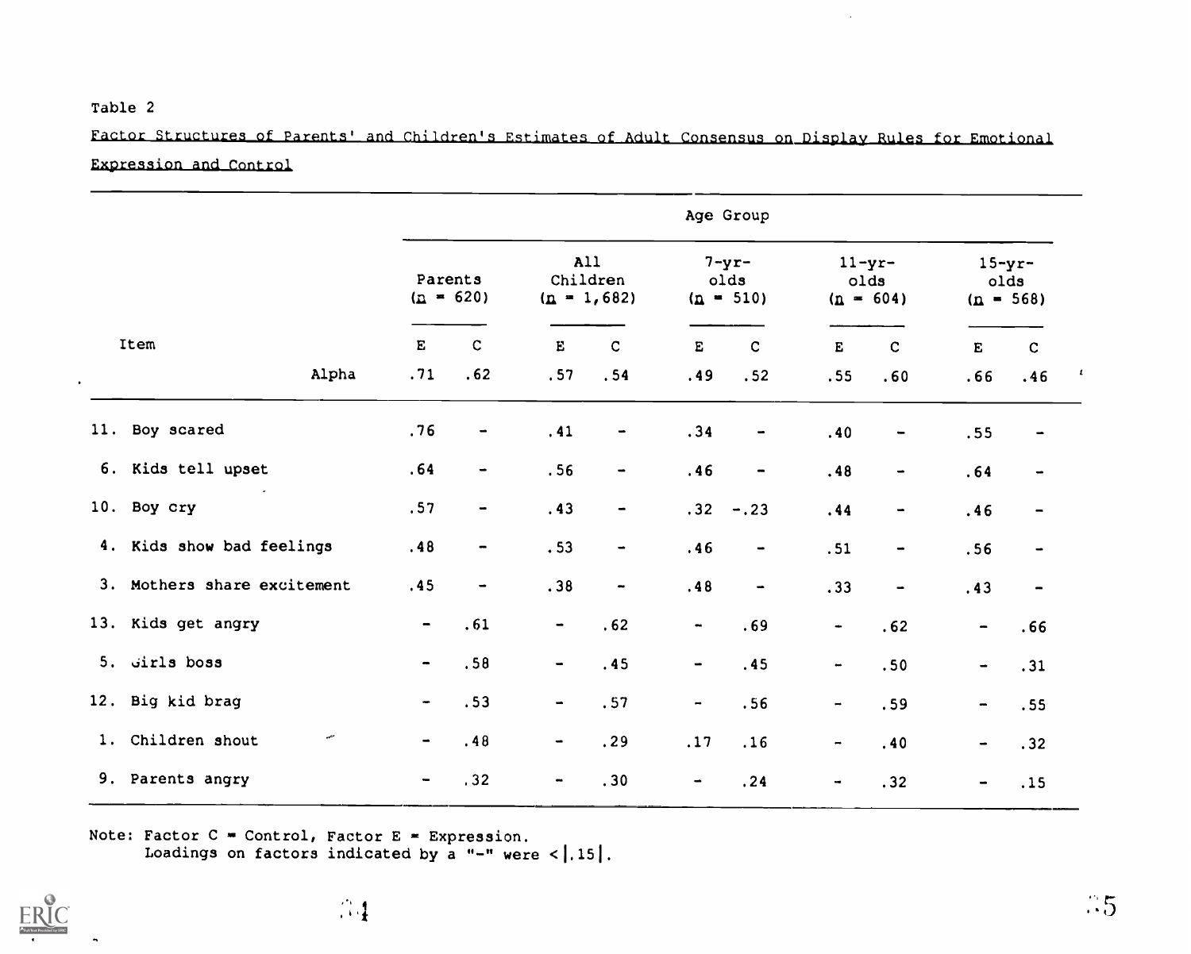Table 2

Factor Structures of Parents' and Children's Estimates of Adult Consensus on Display Rules for Emotional Expression and Control

| | Age Group | | | | | | | | | |
|---|---|---|---|---|---|---|---|---|---|---|
| | Parents (n = 620) | | All Children (n = 1,682) | | 7-yr-olds (n = 510) | | 11-yr-olds (n = 604) | | 15-yr-olds (n = 568) | |
| Item | E | C | E | C | E | C | E | C | E | C |
| Alpha | .71 | .62 | .57 | .54 | .49 | .52 | .55 | .60 | .66 | .46 |
| 11. Boy scared | .76 | - | .41 | - | .34 | - | .40 | - | .55 | - |
| 6. Kids tell upset | .64 | - | .56 | - | .46 | - | .48 | - | .64 | - |
| 10. Boy cry | .57 | - | .43 | - | .32 | -.23 | .44 | - | .46 | - |
| 4. Kids show bad feelings | .48 | - | .53 | - | .46 | - | .51 | - | .56 | - |
| 3. Mothers share excitement | .45 | - | .38 | - | .48 | - | .33 | - | .43 | - |
| 13. Kids get angry | - | .61 | - | .62 | - | .69 | - | .62 | - | .66 |
| 5. Girls boss | - | .58 | - | .45 | - | .45 | - | .50 | - | .31 |
| 12. Big kid brag | - | .53 | - | .57 | - | .56 | - | .59 | - | .55 |
| 1. Children shout | - | .48 | - | .29 | .17 | .16 | - | .40 | - | .32 |
| 9. Parents angry | - | .32 | - | .30 | - | .24 | - | .32 | - | .15 |

Note: Factor C = Control, Factor E = Expression.
Loadings on factors indicated by a "-" were < |.15|.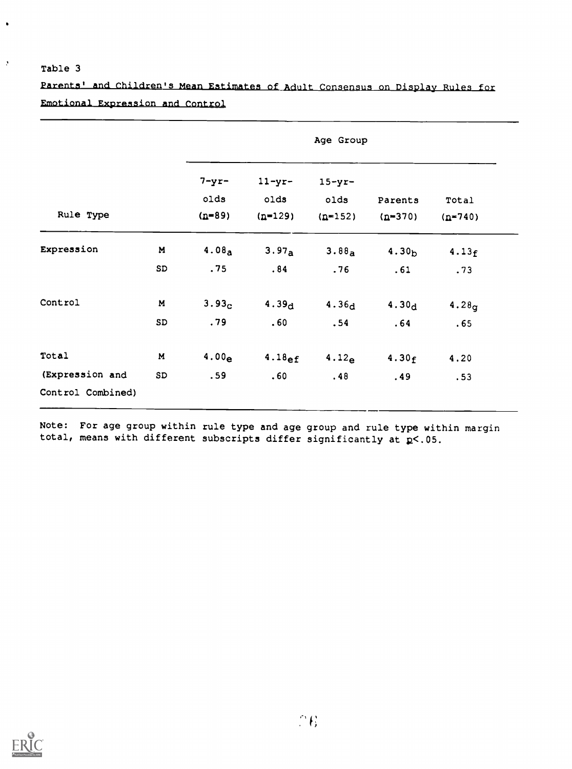Table 3

Parents' and Children's Mean Estimates of Adult Consensus on Display Rules for Emotional Expression and Control

| Rule Type | | Age Group | | | | |
|---|---|---|---|---|---|---|
| | | 7-yr-olds ($n$=89) | 11-yr-olds ($n$=129) | 15-yr-olds ($n$=152) | Parents ($n$=370) | Total ($n$=740) |
| Expression | M | $4.08_a$ | $3.97_a$ | $3.88_a$ | $4.30_b$ | $4.13_f$ |
| | SD | .75 | .84 | .76 | .61 | .73 |
| Control | M | $3.93_c$ | $4.39_d$ | $4.36_d$ | $4.30_d$ | $4.28_g$ |
| | SD | .79 | .60 | .54 | .64 | .65 |
| Total (Expression and Control Combined) | M | $4.00_e$ | $4.18_{ef}$ | $4.12_e$ | $4.30_f$ | 4.20 |
| | SD | .59 | .60 | .48 | .49 | .53 |

Note: For age group within rule type and age group and rule type within margin total, means with different subscripts differ significantly at $p<.05$.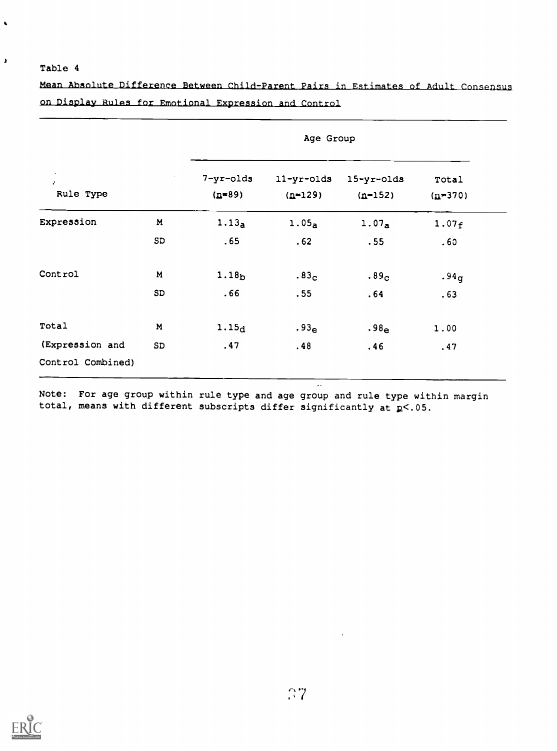Table 4

Mean Absolute Difference Between Child-Parent Pairs in Estimates of Adult Consensus on Display Rules for Emotional Expression and Control

| Rule Type | | Age Group | | | |
|---|---|---|---|---|---|
| | | 7-yr-olds ($n$=89) | 11-yr-olds ($n$=129) | 15-yr-olds ($n$=152) | Total ($n$=370) |
| Expression | M | $1.13_a$ | $1.05_a$ | $1.07_a$ | $1.07_f$ |
| | SD | .65 | .62 | .55 | .60 |
| Control | M | $1.18_b$ | $.83_c$ | $.89_c$ | $.94_g$ |
| | SD | .66 | .55 | .64 | .63 |
| Total (Expression and Control Combined) | M | $1.15_d$ | $.93_e$ | $.98_e$ | 1.00 |
| | SD | .47 | .48 | .46 | .47 |

Note: For age group within rule type and age group and rule type within margin total, means with different subscripts differ significantly at $p<.05$.